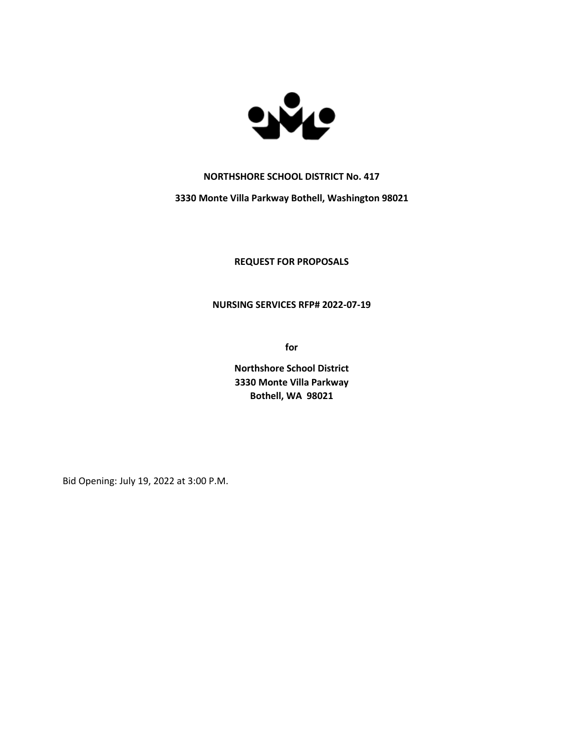**NORTHSHORE SCHOOL DISTRICT No. 417**

**3330 Monte Villa Parkway Bothell, Washington 98021**

**REQUEST FOR PROPOSALS**

**NURSING SERVICES RFP# 2022-07-19**

**for**

**Northshore School District**
**3330 Monte Villa Parkway**
**Bothell, WA 98021**

Bid Opening: July 19, 2022 at 3:00 P.M.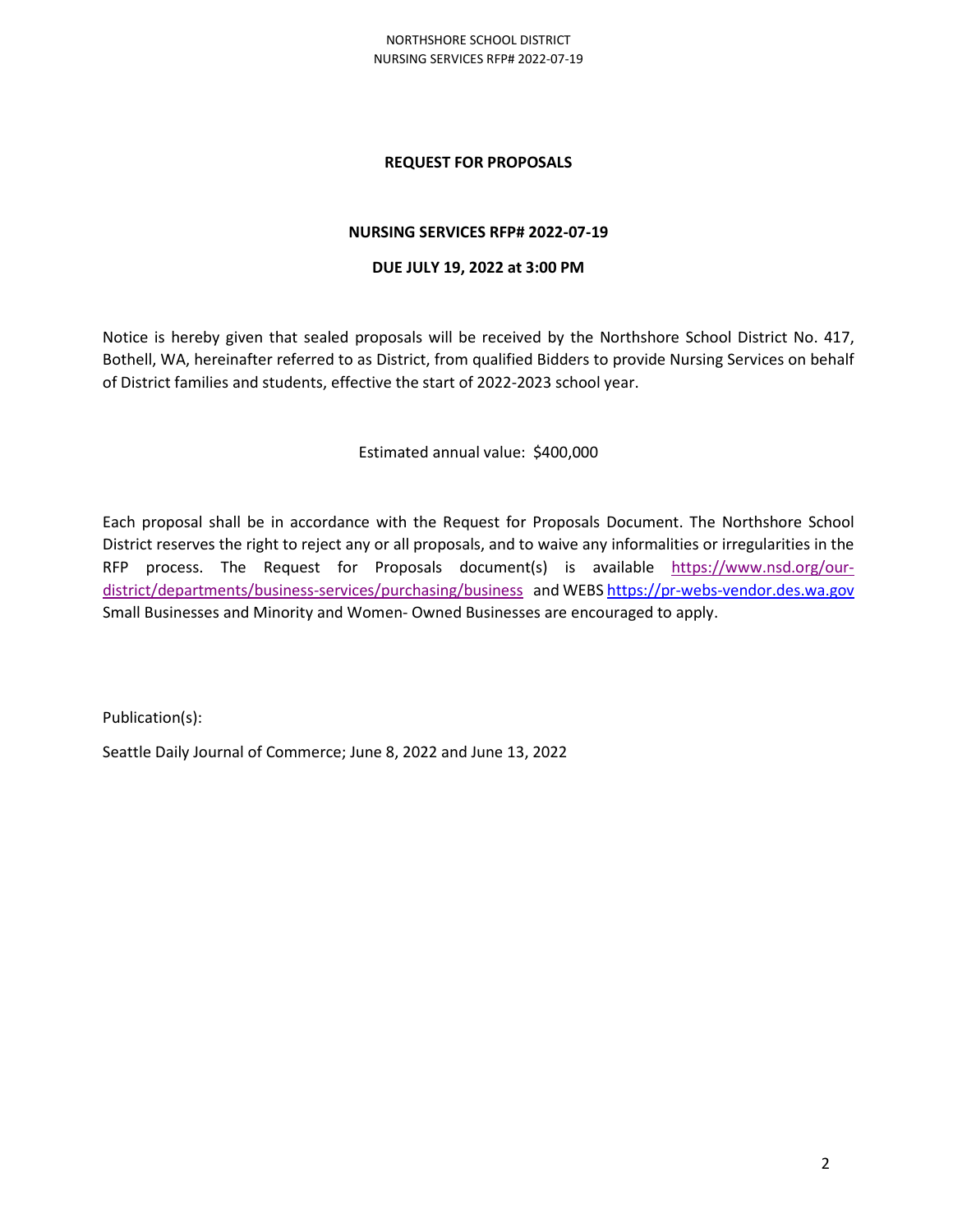# REQUEST FOR PROPOSALS

## NURSING SERVICES RFP# 2022-07-19

## DUE JULY 19, 2022 at 3:00 PM

Notice is hereby given that sealed proposals will be received by the Northshore School District No. 417, Bothell, WA, hereinafter referred to as District, from qualified Bidders to provide Nursing Services on behalf of District families and students, effective the start of 2022-2023 school year.

Estimated annual value: $400,000

Each proposal shall be in accordance with the Request for Proposals Document. The Northshore School District reserves the right to reject any or all proposals, and to waive any informalities or irregularities in the RFP process. The Request for Proposals document(s) is available https://www.nsd.org/our-district/departments/business-services/purchasing/business and WEBS https://pr-webs-vendor.des.wa.gov Small Businesses and Minority and Women- Owned Businesses are encouraged to apply.

Publication(s):

Seattle Daily Journal of Commerce; June 8, 2022 and June 13, 2022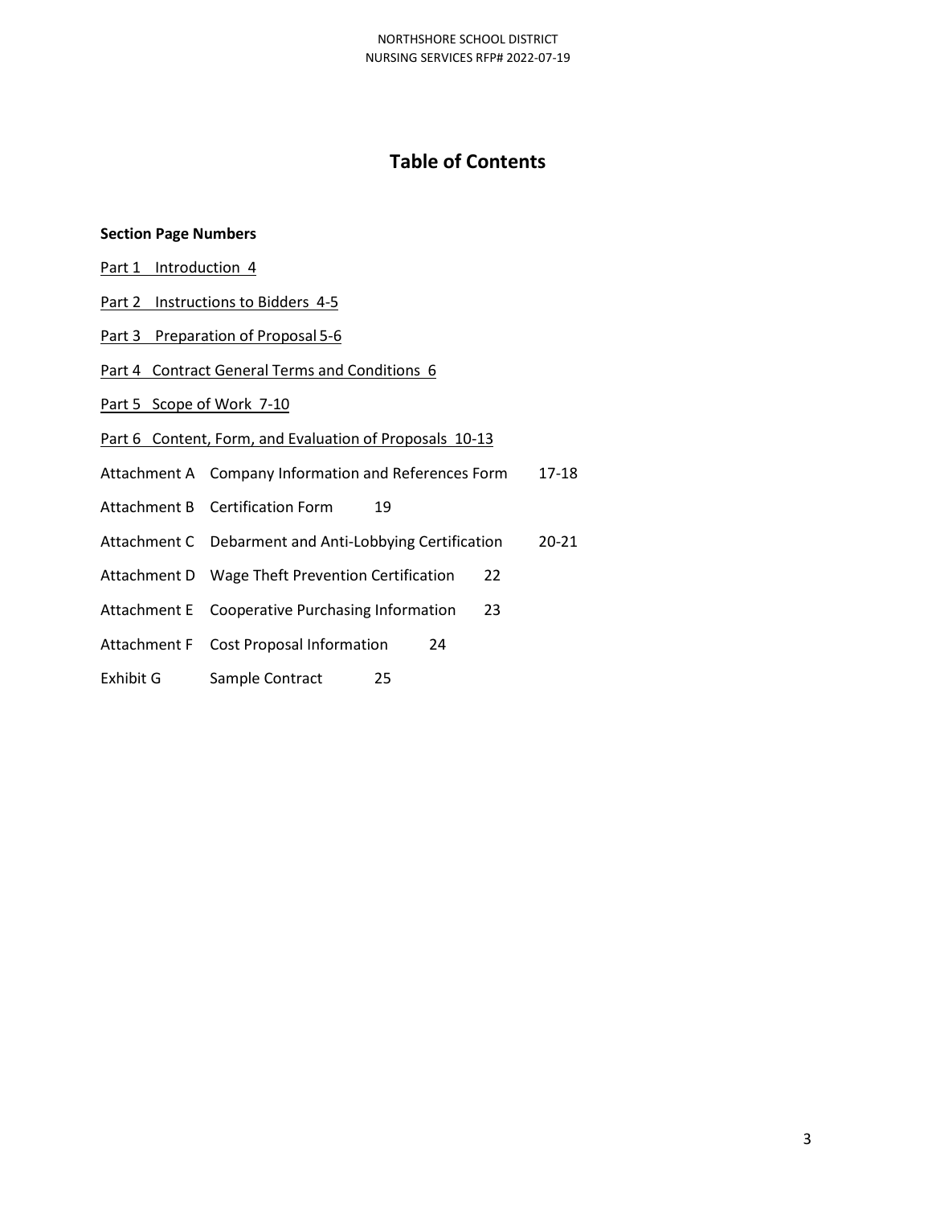# Table of Contents

**Section Page Numbers**

Part 1 Introduction 4

Part 2 Instructions to Bidders 4-5

Part 3 Preparation of Proposal 5-6

Part 4 Contract General Terms and Conditions 6

Part 5 Scope of Work 7-10

Part 6 Content, Form, and Evaluation of Proposals 10-13

Attachment A Company Information and References Form 17-18

Attachment B Certification Form 19

Attachment C Debarment and Anti-Lobbying Certification 20-21

Attachment D Wage Theft Prevention Certification 22

Attachment E Cooperative Purchasing Information 23

Attachment F Cost Proposal Information 24

Exhibit G Sample Contract 25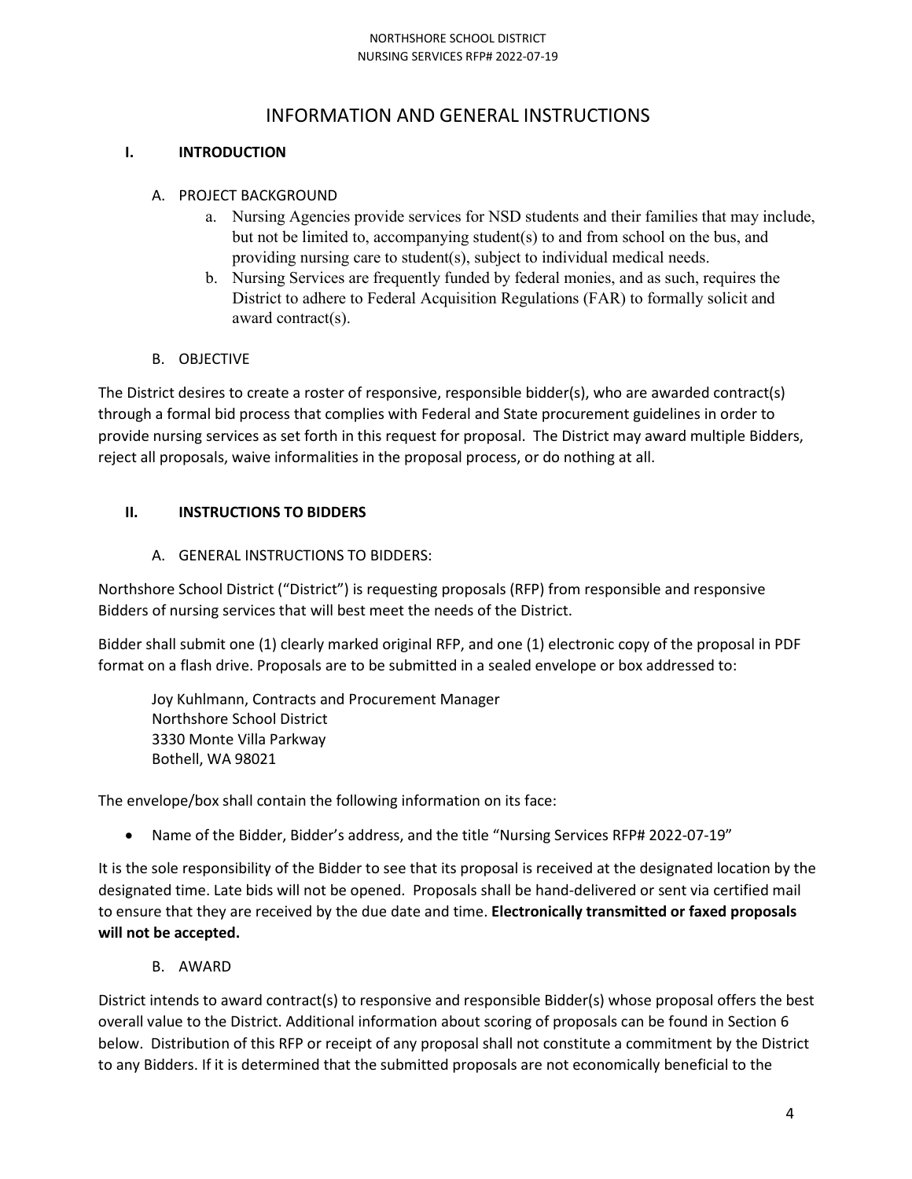# INFORMATION AND GENERAL INSTRUCTIONS

## I. INTRODUCTION

### A. PROJECT BACKGROUND

a. Nursing Agencies provide services for NSD students and their families that may include, but not be limited to, accompanying student(s) to and from school on the bus, and providing nursing care to student(s), subject to individual medical needs.

b. Nursing Services are frequently funded by federal monies, and as such, requires the District to adhere to Federal Acquisition Regulations (FAR) to formally solicit and award contract(s).

### B. OBJECTIVE

The District desires to create a roster of responsive, responsible bidder(s), who are awarded contract(s) through a formal bid process that complies with Federal and State procurement guidelines in order to provide nursing services as set forth in this request for proposal. The District may award multiple Bidders, reject all proposals, waive informalities in the proposal process, or do nothing at all.

## II. INSTRUCTIONS TO BIDDERS

### A. GENERAL INSTRUCTIONS TO BIDDERS:

Northshore School District ("District") is requesting proposals (RFP) from responsible and responsive Bidders of nursing services that will best meet the needs of the District.

Bidder shall submit one (1) clearly marked original RFP, and one (1) electronic copy of the proposal in PDF format on a flash drive. Proposals are to be submitted in a sealed envelope or box addressed to:

Joy Kuhlmann, Contracts and Procurement Manager
Northshore School District
3330 Monte Villa Parkway
Bothell, WA 98021

The envelope/box shall contain the following information on its face:

- Name of the Bidder, Bidder's address, and the title "Nursing Services RFP# 2022-07-19"

It is the sole responsibility of the Bidder to see that its proposal is received at the designated location by the designated time. Late bids will not be opened. Proposals shall be hand-delivered or sent via certified mail to ensure that they are received by the due date and time. **Electronically transmitted or faxed proposals will not be accepted.**

### B. AWARD

District intends to award contract(s) to responsive and responsible Bidder(s) whose proposal offers the best overall value to the District. Additional information about scoring of proposals can be found in Section 6 below. Distribution of this RFP or receipt of any proposal shall not constitute a commitment by the District to any Bidders. If it is determined that the submitted proposals are not economically beneficial to the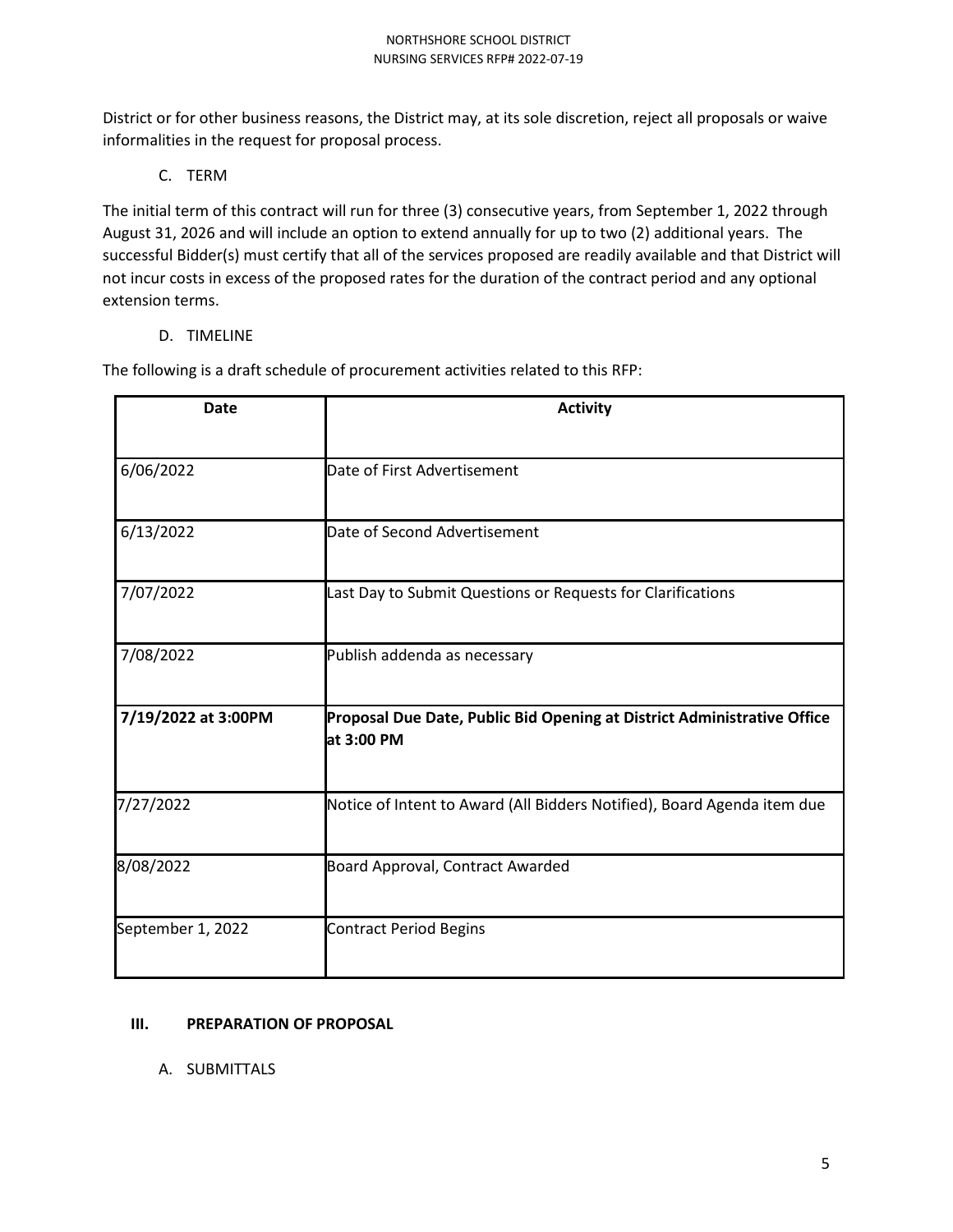District or for other business reasons, the District may, at its sole discretion, reject all proposals or waive informalities in the request for proposal process.

C. TERM

The initial term of this contract will run for three (3) consecutive years, from September 1, 2022 through August 31, 2026 and will include an option to extend annually for up to two (2) additional years. The successful Bidder(s) must certify that all of the services proposed are readily available and that District will not incur costs in excess of the proposed rates for the duration of the contract period and any optional extension terms.

D. TIMELINE

The following is a draft schedule of procurement activities related to this RFP:

| Date | Activity |
| --- | --- |
| 6/06/2022 | Date of First Advertisement |
| 6/13/2022 | Date of Second Advertisement |
| 7/07/2022 | Last Day to Submit Questions or Requests for Clarifications |
| 7/08/2022 | Publish addenda as necessary |
| **7/19/2022 at 3:00PM** | **Proposal Due Date, Public Bid Opening at District Administrative Office at 3:00 PM** |
| 7/27/2022 | Notice of Intent to Award (All Bidders Notified), Board Agenda item due |
| 8/08/2022 | Board Approval, Contract Awarded |
| September 1, 2022 | Contract Period Begins |

## III. PREPARATION OF PROPOSAL

A. SUBMITTALS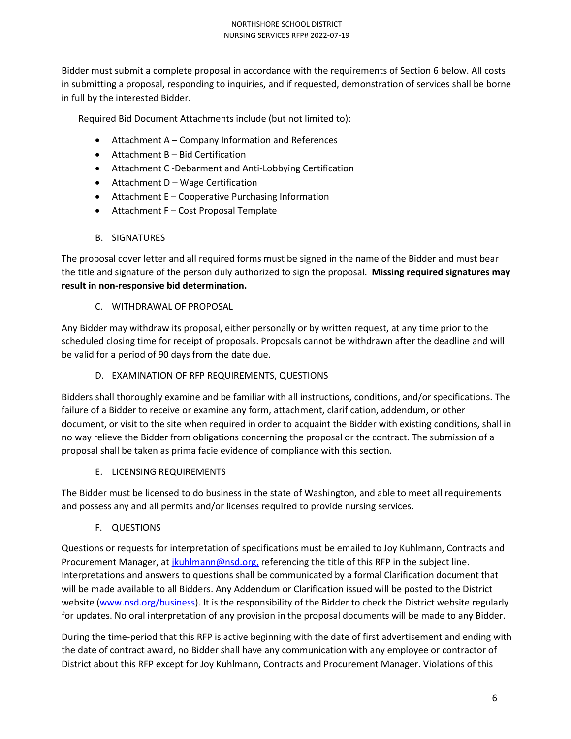Bidder must submit a complete proposal in accordance with the requirements of Section 6 below. All costs in submitting a proposal, responding to inquiries, and if requested, demonstration of services shall be borne in full by the interested Bidder.

Required Bid Document Attachments include (but not limited to):

- Attachment A – Company Information and References
- Attachment B – Bid Certification
- Attachment C -Debarment and Anti-Lobbying Certification
- Attachment D – Wage Certification
- Attachment E – Cooperative Purchasing Information
- Attachment F – Cost Proposal Template

B. SIGNATURES

The proposal cover letter and all required forms must be signed in the name of the Bidder and must bear the title and signature of the person duly authorized to sign the proposal. **Missing required signatures may result in non-responsive bid determination.**

C. WITHDRAWAL OF PROPOSAL

Any Bidder may withdraw its proposal, either personally or by written request, at any time prior to the scheduled closing time for receipt of proposals. Proposals cannot be withdrawn after the deadline and will be valid for a period of 90 days from the date due.

D. EXAMINATION OF RFP REQUIREMENTS, QUESTIONS

Bidders shall thoroughly examine and be familiar with all instructions, conditions, and/or specifications. The failure of a Bidder to receive or examine any form, attachment, clarification, addendum, or other document, or visit to the site when required in order to acquaint the Bidder with existing conditions, shall in no way relieve the Bidder from obligations concerning the proposal or the contract. The submission of a proposal shall be taken as prima facie evidence of compliance with this section.

E. LICENSING REQUIREMENTS

The Bidder must be licensed to do business in the state of Washington, and able to meet all requirements and possess any and all permits and/or licenses required to provide nursing services.

F. QUESTIONS

Questions or requests for interpretation of specifications must be emailed to Joy Kuhlmann, Contracts and Procurement Manager, at jkuhlmann@nsd.org, referencing the title of this RFP in the subject line. Interpretations and answers to questions shall be communicated by a formal Clarification document that will be made available to all Bidders. Any Addendum or Clarification issued will be posted to the District website (www.nsd.org/business). It is the responsibility of the Bidder to check the District website regularly for updates. No oral interpretation of any provision in the proposal documents will be made to any Bidder.

During the time-period that this RFP is active beginning with the date of first advertisement and ending with the date of contract award, no Bidder shall have any communication with any employee or contractor of District about this RFP except for Joy Kuhlmann, Contracts and Procurement Manager. Violations of this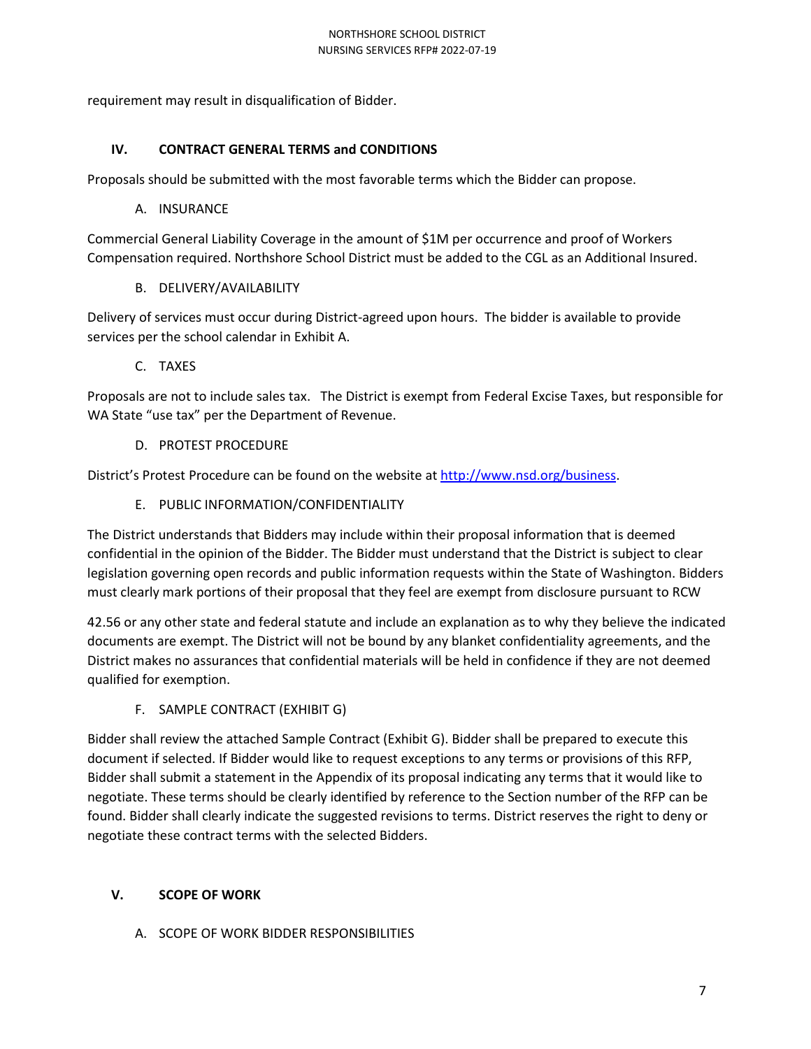requirement may result in disqualification of Bidder.

## IV. CONTRACT GENERAL TERMS and CONDITIONS

Proposals should be submitted with the most favorable terms which the Bidder can propose.

### A. INSURANCE

Commercial General Liability Coverage in the amount of $1M per occurrence and proof of Workers Compensation required. Northshore School District must be added to the CGL as an Additional Insured.

### B. DELIVERY/AVAILABILITY

Delivery of services must occur during District-agreed upon hours. The bidder is available to provide services per the school calendar in Exhibit A.

### C. TAXES

Proposals are not to include sales tax. The District is exempt from Federal Excise Taxes, but responsible for WA State "use tax" per the Department of Revenue.

### D. PROTEST PROCEDURE

District's Protest Procedure can be found on the website at [http://www.nsd.org/business](http://www.nsd.org/business).

### E. PUBLIC INFORMATION/CONFIDENTIALITY

The District understands that Bidders may include within their proposal information that is deemed confidential in the opinion of the Bidder. The Bidder must understand that the District is subject to clear legislation governing open records and public information requests within the State of Washington. Bidders must clearly mark portions of their proposal that they feel are exempt from disclosure pursuant to RCW 42.56 or any other state and federal statute and include an explanation as to why they believe the indicated documents are exempt. The District will not be bound by any blanket confidentiality agreements, and the District makes no assurances that confidential materials will be held in confidence if they are not deemed qualified for exemption.

### F. SAMPLE CONTRACT (EXHIBIT G)

Bidder shall review the attached Sample Contract (Exhibit G). Bidder shall be prepared to execute this document if selected. If Bidder would like to request exceptions to any terms or provisions of this RFP, Bidder shall submit a statement in the Appendix of its proposal indicating any terms that it would like to negotiate. These terms should be clearly identified by reference to the Section number of the RFP can be found. Bidder shall clearly indicate the suggested revisions to terms. District reserves the right to deny or negotiate these contract terms with the selected Bidders.

## V. SCOPE OF WORK

### A. SCOPE OF WORK BIDDER RESPONSIBILITIES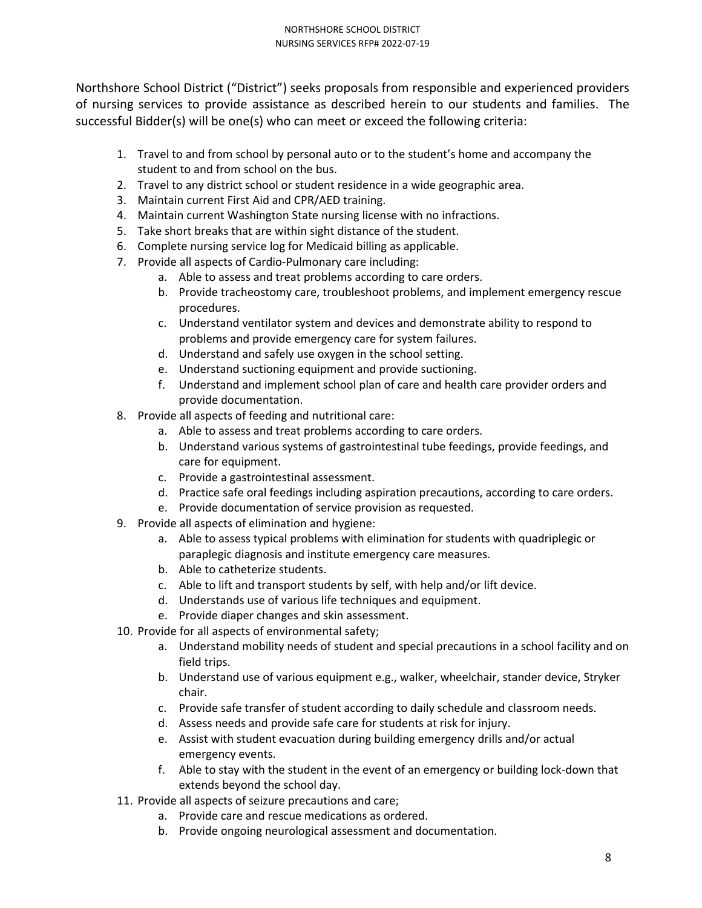Northshore School District ("District") seeks proposals from responsible and experienced providers of nursing services to provide assistance as described herein to our students and families. The successful Bidder(s) will be one(s) who can meet or exceed the following criteria:

1. Travel to and from school by personal auto or to the student's home and accompany the student to and from school on the bus.
2. Travel to any district school or student residence in a wide geographic area.
3. Maintain current First Aid and CPR/AED training.
4. Maintain current Washington State nursing license with no infractions.
5. Take short breaks that are within sight distance of the student.
6. Complete nursing service log for Medicaid billing as applicable.
7. Provide all aspects of Cardio-Pulmonary care including:
    a. Able to assess and treat problems according to care orders.
    b. Provide tracheostomy care, troubleshoot problems, and implement emergency rescue procedures.
    c. Understand ventilator system and devices and demonstrate ability to respond to problems and provide emergency care for system failures.
    d. Understand and safely use oxygen in the school setting.
    e. Understand suctioning equipment and provide suctioning.
    f. Understand and implement school plan of care and health care provider orders and provide documentation.
8. Provide all aspects of feeding and nutritional care:
    a. Able to assess and treat problems according to care orders.
    b. Understand various systems of gastrointestinal tube feedings, provide feedings, and care for equipment.
    c. Provide a gastrointestinal assessment.
    d. Practice safe oral feedings including aspiration precautions, according to care orders.
    e. Provide documentation of service provision as requested.
9. Provide all aspects of elimination and hygiene:
    a. Able to assess typical problems with elimination for students with quadriplegic or paraplegic diagnosis and institute emergency care measures.
    b. Able to catheterize students.
    c. Able to lift and transport students by self, with help and/or lift device.
    d. Understands use of various life techniques and equipment.
    e. Provide diaper changes and skin assessment.
10. Provide for all aspects of environmental safety;
    a. Understand mobility needs of student and special precautions in a school facility and on field trips.
    b. Understand use of various equipment e.g., walker, wheelchair, stander device, Stryker chair.
    c. Provide safe transfer of student according to daily schedule and classroom needs.
    d. Assess needs and provide safe care for students at risk for injury.
    e. Assist with student evacuation during building emergency drills and/or actual emergency events.
    f. Able to stay with the student in the event of an emergency or building lock-down that extends beyond the school day.
11. Provide all aspects of seizure precautions and care;
    a. Provide care and rescue medications as ordered.
    b. Provide ongoing neurological assessment and documentation.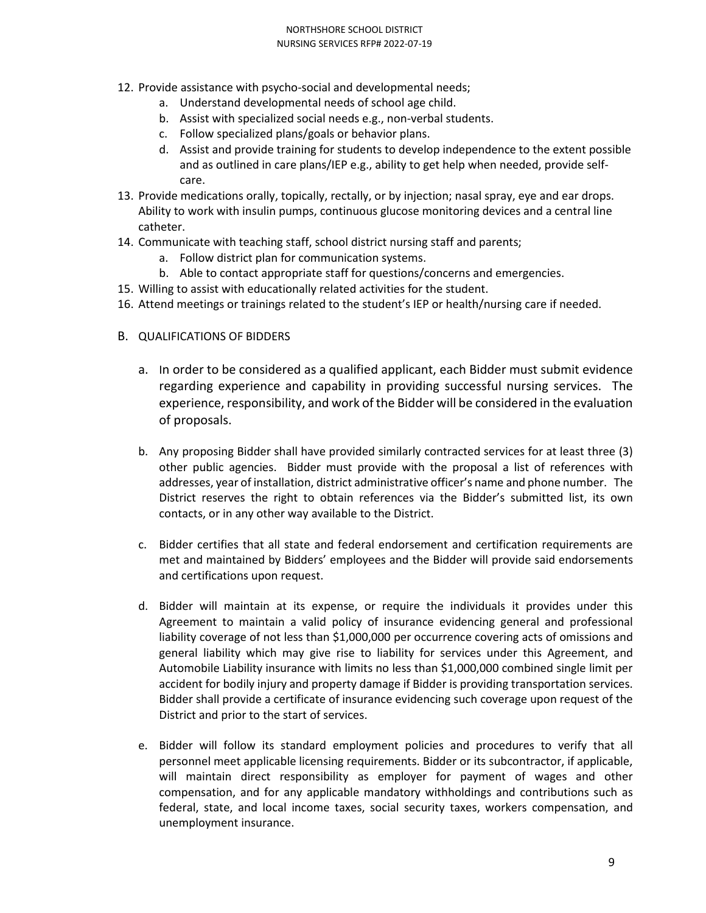12. Provide assistance with psycho-social and developmental needs;
    a. Understand developmental needs of school age child.
    b. Assist with specialized social needs e.g., non-verbal students.
    c. Follow specialized plans/goals or behavior plans.
    d. Assist and provide training for students to develop independence to the extent possible and as outlined in care plans/IEP e.g., ability to get help when needed, provide self-care.
13. Provide medications orally, topically, rectally, or by injection; nasal spray, eye and ear drops. Ability to work with insulin pumps, continuous glucose monitoring devices and a central line catheter.
14. Communicate with teaching staff, school district nursing staff and parents;
    a. Follow district plan for communication systems.
    b. Able to contact appropriate staff for questions/concerns and emergencies.
15. Willing to assist with educationally related activities for the student.
16. Attend meetings or trainings related to the student's IEP or health/nursing care if needed.

B. QUALIFICATIONS OF BIDDERS

a. In order to be considered as a qualified applicant, each Bidder must submit evidence regarding experience and capability in providing successful nursing services. The experience, responsibility, and work of the Bidder will be considered in the evaluation of proposals.

b. Any proposing Bidder shall have provided similarly contracted services for at least three (3) other public agencies. Bidder must provide with the proposal a list of references with addresses, year of installation, district administrative officer's name and phone number. The District reserves the right to obtain references via the Bidder's submitted list, its own contacts, or in any other way available to the District.

c. Bidder certifies that all state and federal endorsement and certification requirements are met and maintained by Bidders' employees and the Bidder will provide said endorsements and certifications upon request.

d. Bidder will maintain at its expense, or require the individuals it provides under this Agreement to maintain a valid policy of insurance evidencing general and professional liability coverage of not less than $1,000,000 per occurrence covering acts of omissions and general liability which may give rise to liability for services under this Agreement, and Automobile Liability insurance with limits no less than $1,000,000 combined single limit per accident for bodily injury and property damage if Bidder is providing transportation services. Bidder shall provide a certificate of insurance evidencing such coverage upon request of the District and prior to the start of services.

e. Bidder will follow its standard employment policies and procedures to verify that all personnel meet applicable licensing requirements. Bidder or its subcontractor, if applicable, will maintain direct responsibility as employer for payment of wages and other compensation, and for any applicable mandatory withholdings and contributions such as federal, state, and local income taxes, social security taxes, workers compensation, and unemployment insurance.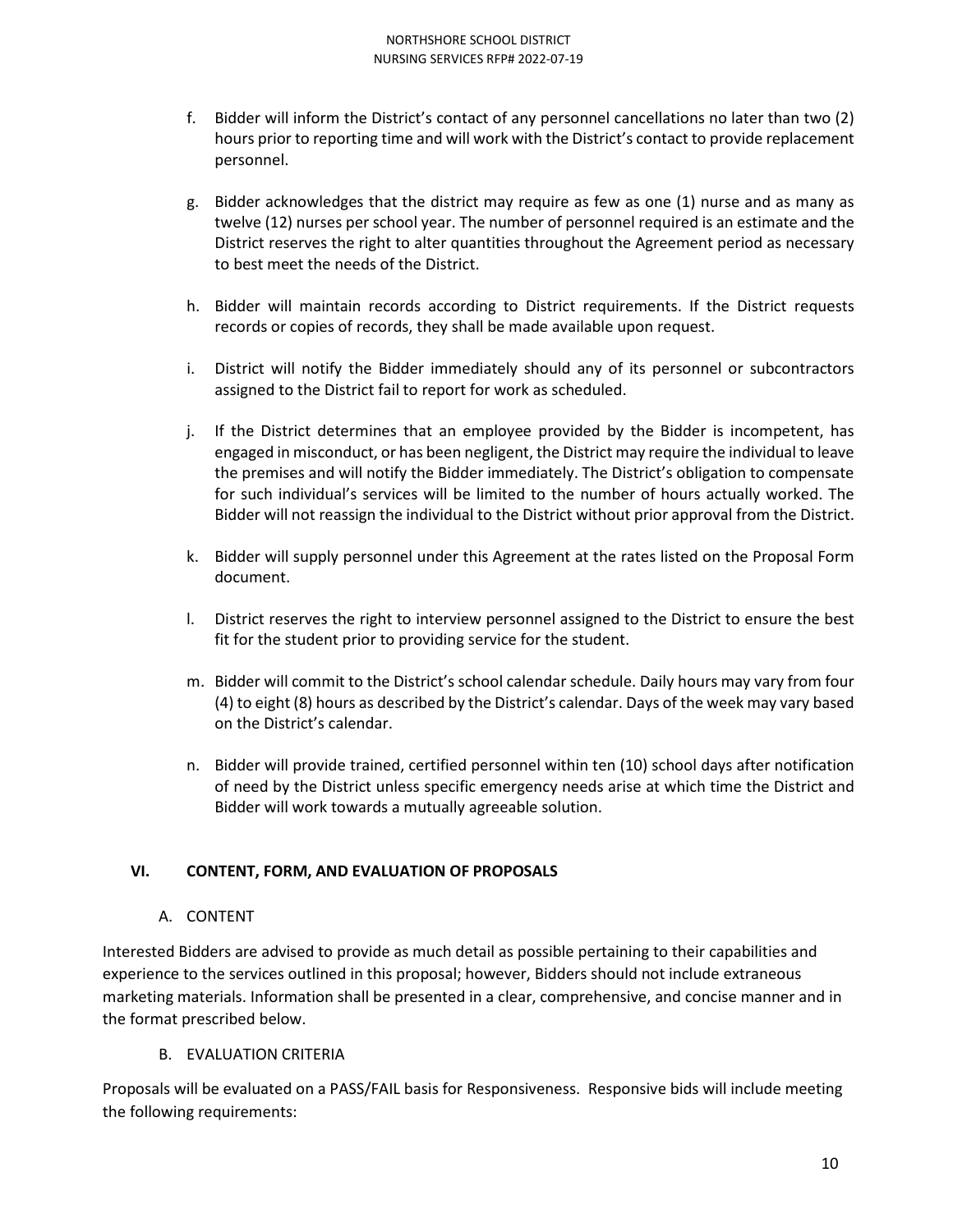f. Bidder will inform the District's contact of any personnel cancellations no later than two (2) hours prior to reporting time and will work with the District's contact to provide replacement personnel.

g. Bidder acknowledges that the district may require as few as one (1) nurse and as many as twelve (12) nurses per school year. The number of personnel required is an estimate and the District reserves the right to alter quantities throughout the Agreement period as necessary to best meet the needs of the District.

h. Bidder will maintain records according to District requirements. If the District requests records or copies of records, they shall be made available upon request.

i. District will notify the Bidder immediately should any of its personnel or subcontractors assigned to the District fail to report for work as scheduled.

j. If the District determines that an employee provided by the Bidder is incompetent, has engaged in misconduct, or has been negligent, the District may require the individual to leave the premises and will notify the Bidder immediately. The District's obligation to compensate for such individual's services will be limited to the number of hours actually worked. The Bidder will not reassign the individual to the District without prior approval from the District.

k. Bidder will supply personnel under this Agreement at the rates listed on the Proposal Form document.

l. District reserves the right to interview personnel assigned to the District to ensure the best fit for the student prior to providing service for the student.

m. Bidder will commit to the District's school calendar schedule. Daily hours may vary from four (4) to eight (8) hours as described by the District's calendar. Days of the week may vary based on the District's calendar.

n. Bidder will provide trained, certified personnel within ten (10) school days after notification of need by the District unless specific emergency needs arise at which time the District and Bidder will work towards a mutually agreeable solution.

## VI. CONTENT, FORM, AND EVALUATION OF PROPOSALS

### A. CONTENT

Interested Bidders are advised to provide as much detail as possible pertaining to their capabilities and experience to the services outlined in this proposal; however, Bidders should not include extraneous marketing materials. Information shall be presented in a clear, comprehensive, and concise manner and in the format prescribed below.

### B. EVALUATION CRITERIA

Proposals will be evaluated on a PASS/FAIL basis for Responsiveness. Responsive bids will include meeting the following requirements: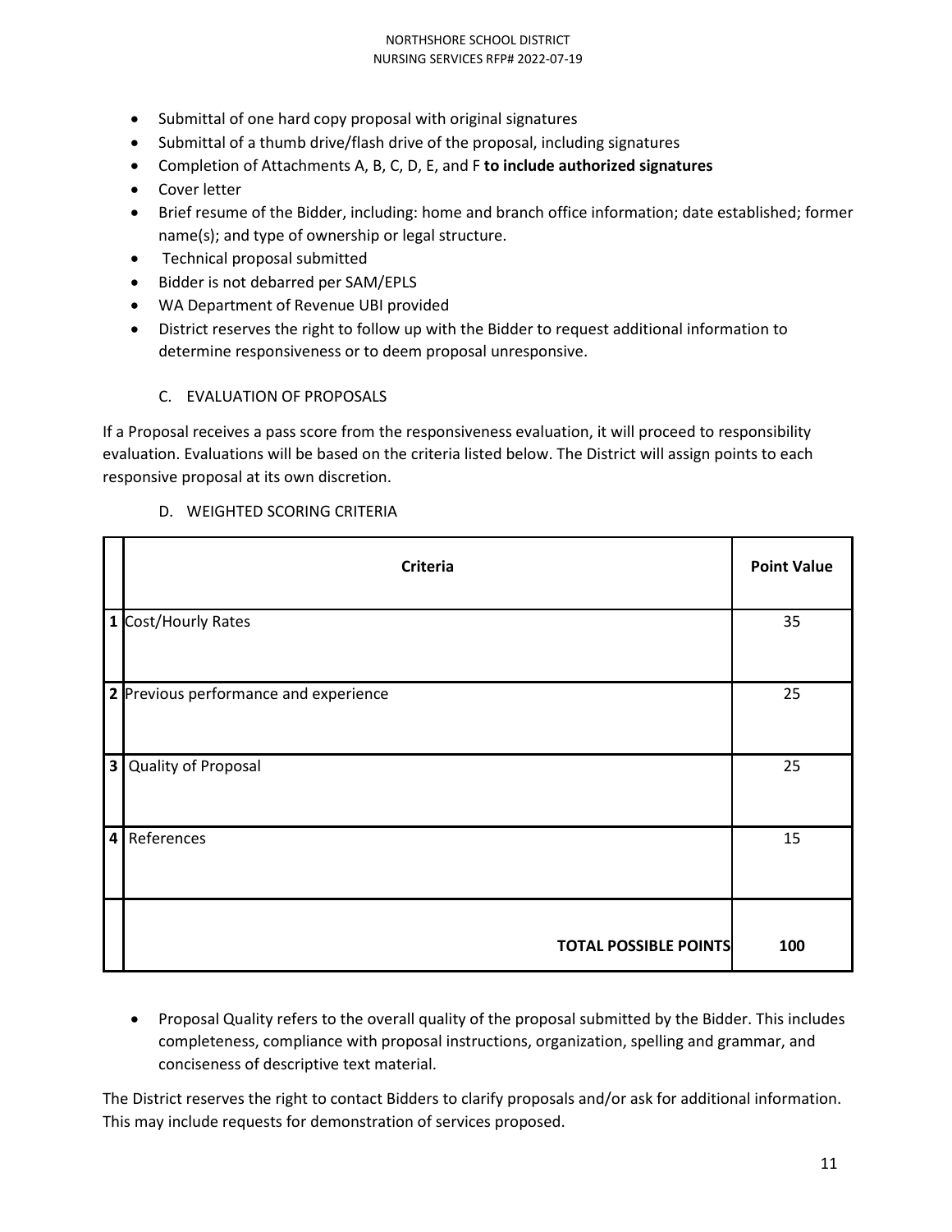- Submittal of one hard copy proposal with original signatures
- Submittal of a thumb drive/flash drive of the proposal, including signatures
- Completion of Attachments A, B, C, D, E, and F **to include authorized signatures**
- Cover letter
- Brief resume of the Bidder, including: home and branch office information; date established; former name(s); and type of ownership or legal structure.
- Technical proposal submitted
- Bidder is not debarred per SAM/EPLS
- WA Department of Revenue UBI provided
- District reserves the right to follow up with the Bidder to request additional information to determine responsiveness or to deem proposal unresponsive.

### C. EVALUATION OF PROPOSALS

If a Proposal receives a pass score from the responsiveness evaluation, it will proceed to responsibility evaluation. Evaluations will be based on the criteria listed below. The District will assign points to each responsive proposal at its own discretion.

### D. WEIGHTED SCORING CRITERIA

| | Criteria | Point Value |
|---|---|---|
| 1 | Cost/Hourly Rates | 35 |
| 2 | Previous performance and experience | 25 |
| 3 | Quality of Proposal | 25 |
| 4 | References | 15 |
| | **TOTAL POSSIBLE POINTS** | **100** |

- Proposal Quality refers to the overall quality of the proposal submitted by the Bidder. This includes completeness, compliance with proposal instructions, organization, spelling and grammar, and conciseness of descriptive text material.

The District reserves the right to contact Bidders to clarify proposals and/or ask for additional information. This may include requests for demonstration of services proposed.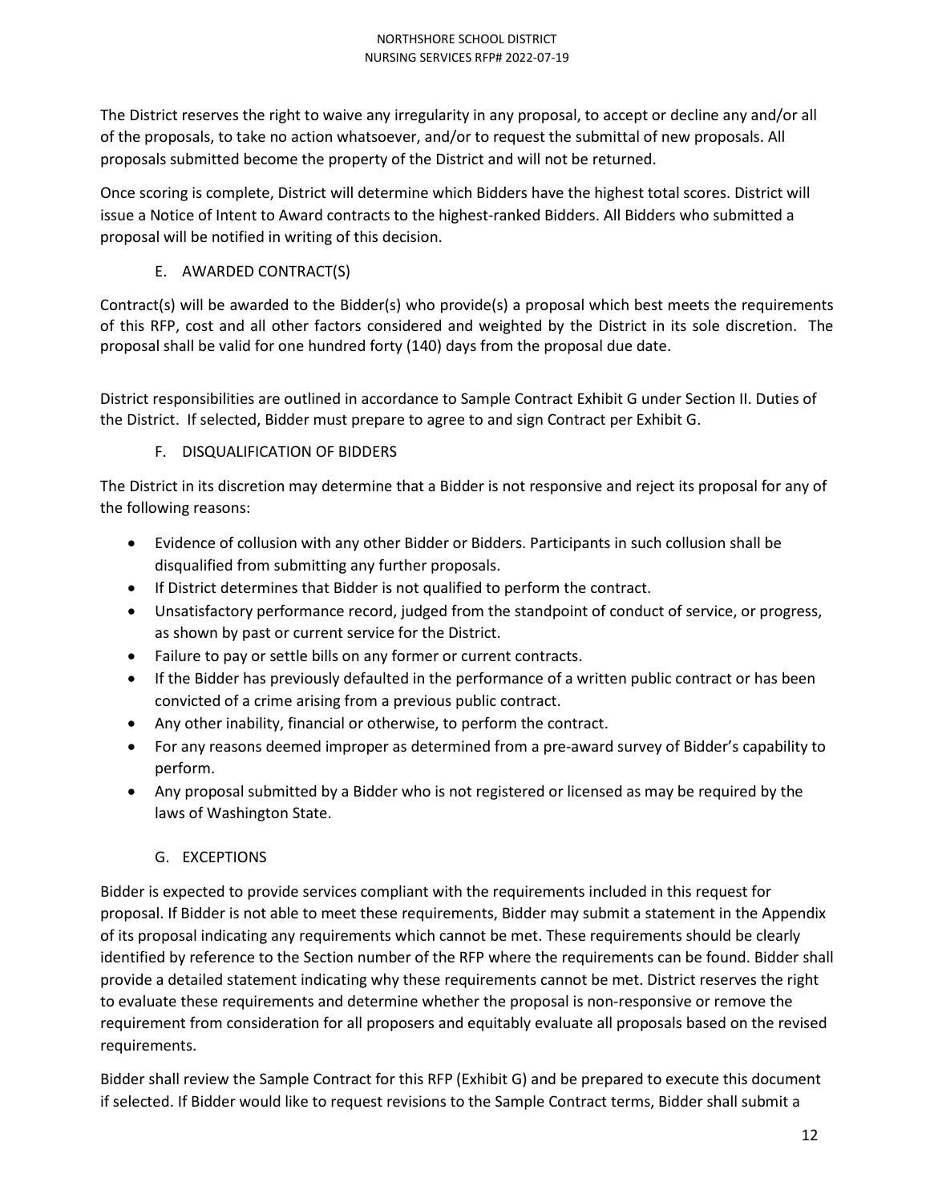The District reserves the right to waive any irregularity in any proposal, to accept or decline any and/or all of the proposals, to take no action whatsoever, and/or to request the submittal of new proposals. All proposals submitted become the property of the District and will not be returned.

Once scoring is complete, District will determine which Bidders have the highest total scores. District will issue a Notice of Intent to Award contracts to the highest-ranked Bidders. All Bidders who submitted a proposal will be notified in writing of this decision.

### E. AWARDED CONTRACT(S)

Contract(s) will be awarded to the Bidder(s) who provide(s) a proposal which best meets the requirements of this RFP, cost and all other factors considered and weighted by the District in its sole discretion. The proposal shall be valid for one hundred forty (140) days from the proposal due date.

District responsibilities are outlined in accordance to Sample Contract Exhibit G under Section II. Duties of the District. If selected, Bidder must prepare to agree to and sign Contract per Exhibit G.

### F. DISQUALIFICATION OF BIDDERS

The District in its discretion may determine that a Bidder is not responsive and reject its proposal for any of the following reasons:

- Evidence of collusion with any other Bidder or Bidders. Participants in such collusion shall be disqualified from submitting any further proposals.
- If District determines that Bidder is not qualified to perform the contract.
- Unsatisfactory performance record, judged from the standpoint of conduct of service, or progress, as shown by past or current service for the District.
- Failure to pay or settle bills on any former or current contracts.
- If the Bidder has previously defaulted in the performance of a written public contract or has been convicted of a crime arising from a previous public contract.
- Any other inability, financial or otherwise, to perform the contract.
- For any reasons deemed improper as determined from a pre-award survey of Bidder's capability to perform.
- Any proposal submitted by a Bidder who is not registered or licensed as may be required by the laws of Washington State.

### G. EXCEPTIONS

Bidder is expected to provide services compliant with the requirements included in this request for proposal. If Bidder is not able to meet these requirements, Bidder may submit a statement in the Appendix of its proposal indicating any requirements which cannot be met. These requirements should be clearly identified by reference to the Section number of the RFP where the requirements can be found. Bidder shall provide a detailed statement indicating why these requirements cannot be met. District reserves the right to evaluate these requirements and determine whether the proposal is non-responsive or remove the requirement from consideration for all proposers and equitably evaluate all proposals based on the revised requirements.

Bidder shall review the Sample Contract for this RFP (Exhibit G) and be prepared to execute this document if selected. If Bidder would like to request revisions to the Sample Contract terms, Bidder shall submit a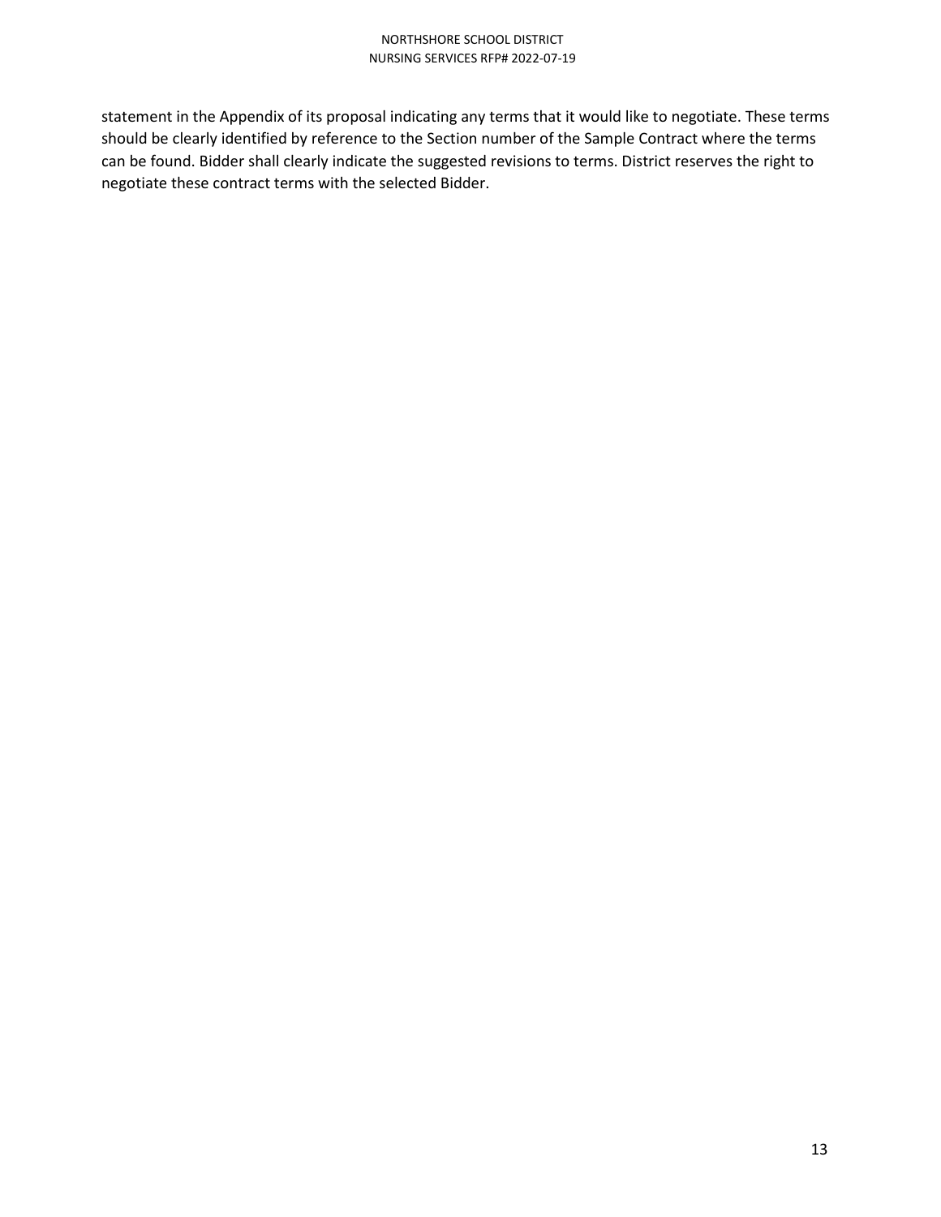statement in the Appendix of its proposal indicating any terms that it would like to negotiate. These terms should be clearly identified by reference to the Section number of the Sample Contract where the terms can be found. Bidder shall clearly indicate the suggested revisions to terms. District reserves the right to negotiate these contract terms with the selected Bidder.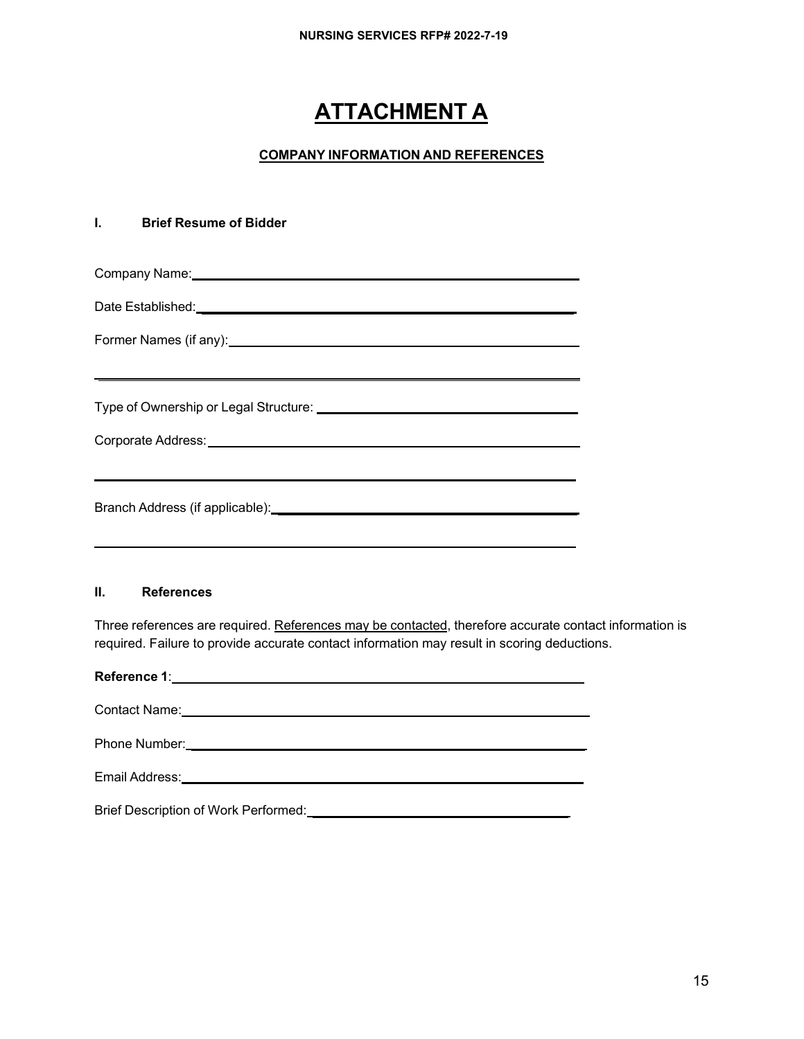# ATTACHMENT A

## COMPANY INFORMATION AND REFERENCES

### I. Brief Resume of Bidder

Company Name: ______________________________________________

Date Established: ______________________________________________

Former Names (if any): ______________________________________________

______________________________________________

Type of Ownership or Legal Structure: ______________________________________________

Corporate Address: ______________________________________________

______________________________________________

Branch Address (if applicable): ______________________________________________

______________________________________________

### II. References

Three references are required. References may be contacted, therefore accurate contact information is required. Failure to provide accurate contact information may result in scoring deductions.

**Reference 1**: ______________________________________________

Contact Name: ______________________________________________

Phone Number: ______________________________________________

Email Address: ______________________________________________

Brief Description of Work Performed: ______________________________________________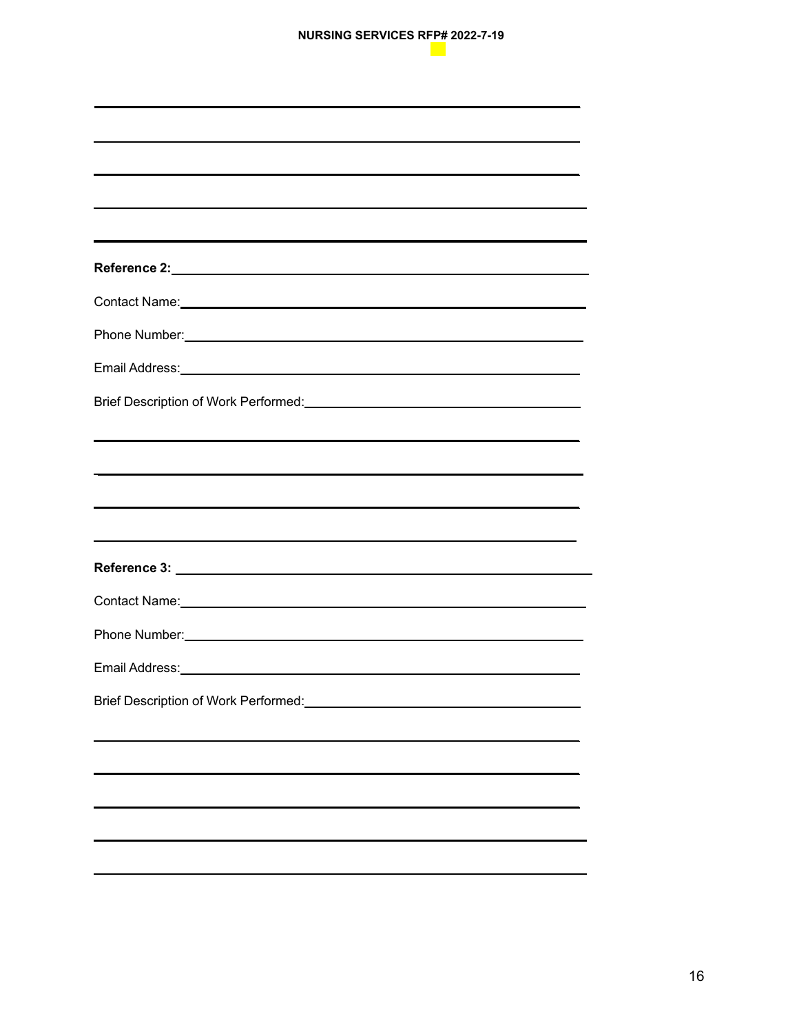**Reference 2:** \_\_\_\_\_\_\_\_\_\_\_\_\_\_\_\_\_\_\_\_\_\_\_\_\_\_\_\_\_\_\_\_\_\_\_\_\_\_\_\_

Contact Name: \_\_\_\_\_\_\_\_\_\_\_\_\_\_\_\_\_\_\_\_\_\_\_\_\_\_\_\_\_\_\_\_\_\_\_\_\_\_\_\_

Phone Number: \_\_\_\_\_\_\_\_\_\_\_\_\_\_\_\_\_\_\_\_\_\_\_\_\_\_\_\_\_\_\_\_\_\_\_\_\_\_\_\_

Email Address: \_\_\_\_\_\_\_\_\_\_\_\_\_\_\_\_\_\_\_\_\_\_\_\_\_\_\_\_\_\_\_\_\_\_\_\_\_\_\_\_

Brief Description of Work Performed: \_\_\_\_\_\_\_\_\_\_\_\_\_\_\_\_\_\_\_\_\_\_\_\_\_\_\_\_

**Reference 3:** \_\_\_\_\_\_\_\_\_\_\_\_\_\_\_\_\_\_\_\_\_\_\_\_\_\_\_\_\_\_\_\_\_\_\_\_\_\_\_\_

Contact Name: \_\_\_\_\_\_\_\_\_\_\_\_\_\_\_\_\_\_\_\_\_\_\_\_\_\_\_\_\_\_\_\_\_\_\_\_\_\_\_\_

Phone Number: \_\_\_\_\_\_\_\_\_\_\_\_\_\_\_\_\_\_\_\_\_\_\_\_\_\_\_\_\_\_\_\_\_\_\_\_\_\_\_\_

Email Address: \_\_\_\_\_\_\_\_\_\_\_\_\_\_\_\_\_\_\_\_\_\_\_\_\_\_\_\_\_\_\_\_\_\_\_\_\_\_\_\_

Brief Description of Work Performed: \_\_\_\_\_\_\_\_\_\_\_\_\_\_\_\_\_\_\_\_\_\_\_\_\_\_\_\_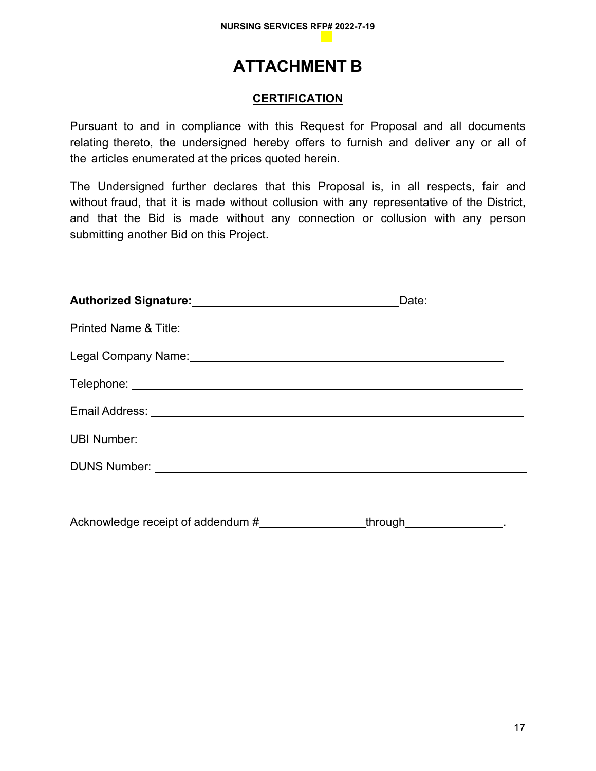# ATTACHMENT B

## CERTIFICATION

Pursuant to and in compliance with this Request for Proposal and all documents relating thereto, the undersigned hereby offers to furnish and deliver any or all of the articles enumerated at the prices quoted herein.

The Undersigned further declares that this Proposal is, in all respects, fair and without fraud, that it is made without collusion with any representative of the District, and that the Bid is made without any connection or collusion with any person submitting another Bid on this Project.

**Authorized Signature:**\_\_\_\_\_\_\_\_\_\_\_\_\_\_\_\_\_\_\_\_\_\_\_\_\_\_\_\_\_\_ Date: \_\_\_\_\_\_\_\_\_\_\_\_\_\_

Printed Name & Title: \_\_\_\_\_\_\_\_\_\_\_\_\_\_\_\_\_\_\_\_\_\_\_\_\_\_\_\_\_\_\_\_\_\_\_\_\_\_\_\_\_\_\_\_\_\_\_\_

Legal Company Name:\_\_\_\_\_\_\_\_\_\_\_\_\_\_\_\_\_\_\_\_\_\_\_\_\_\_\_\_\_\_\_\_\_\_\_\_\_\_\_\_\_\_\_\_\_\_\_

Telephone: \_\_\_\_\_\_\_\_\_\_\_\_\_\_\_\_\_\_\_\_\_\_\_\_\_\_\_\_\_\_\_\_\_\_\_\_\_\_\_\_\_\_\_\_\_\_\_\_\_\_\_\_\_\_\_\_

Email Address: \_\_\_\_\_\_\_\_\_\_\_\_\_\_\_\_\_\_\_\_\_\_\_\_\_\_\_\_\_\_\_\_\_\_\_\_\_\_\_\_\_\_\_\_\_\_\_\_\_\_\_\_

UBI Number: \_\_\_\_\_\_\_\_\_\_\_\_\_\_\_\_\_\_\_\_\_\_\_\_\_\_\_\_\_\_\_\_\_\_\_\_\_\_\_\_\_\_\_\_\_\_\_\_\_\_\_\_\_\_

DUNS Number: \_\_\_\_\_\_\_\_\_\_\_\_\_\_\_\_\_\_\_\_\_\_\_\_\_\_\_\_\_\_\_\_\_\_\_\_\_\_\_\_\_\_\_\_\_\_\_\_\_\_\_\_

Acknowledge receipt of addendum #\_\_\_\_\_\_\_\_\_\_\_\_\_\_\_\_through\_\_\_\_\_\_\_\_\_\_\_\_\_\_\_.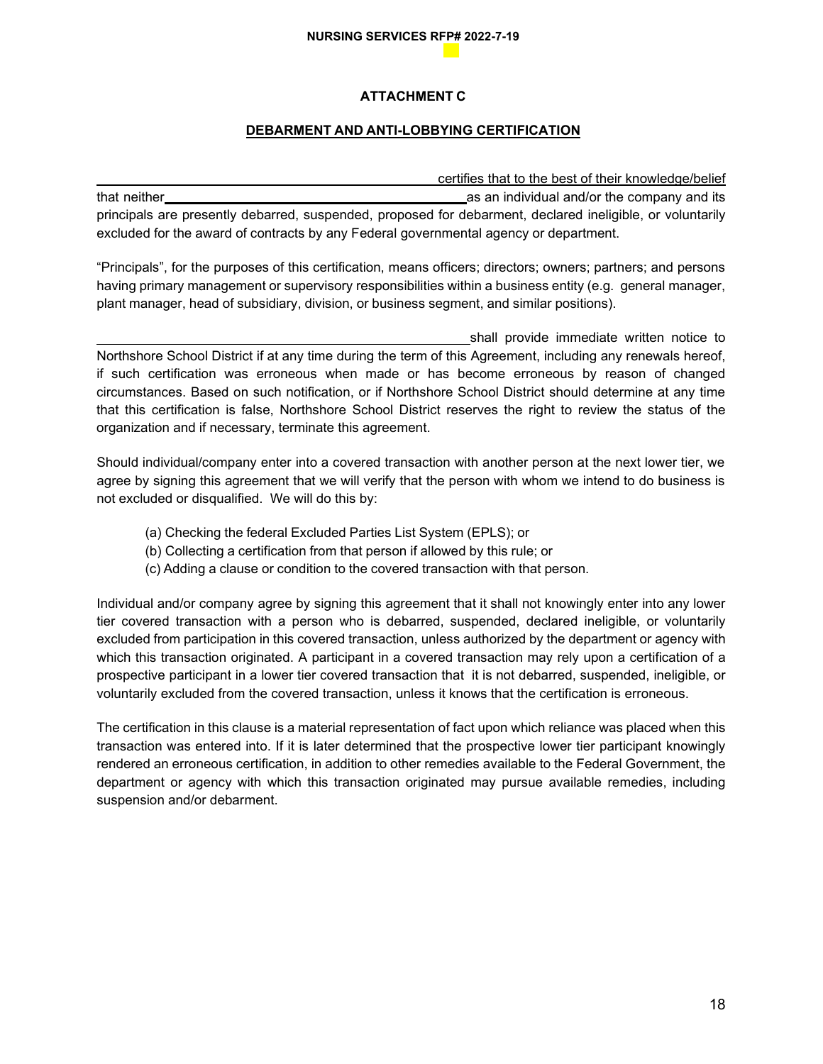## ATTACHMENT C

## DEBARMENT AND ANTI-LOBBYING CERTIFICATION

\_\_\_\_\_\_\_\_\_\_\_\_\_\_\_\_\_\_\_\_\_\_\_\_\_\_\_\_\_\_\_\_\_\_\_\_\_\_\_\_\_\_\_\_\_\_ certifies that to the best of their knowledge/belief that neither \_\_\_\_\_\_\_\_\_\_\_\_\_\_\_\_\_\_\_\_\_\_\_\_\_\_\_\_\_\_\_\_\_\_\_\_\_\_\_\_ as an individual and/or the company and its principals are presently debarred, suspended, proposed for debarment, declared ineligible, or voluntarily excluded for the award of contracts by any Federal governmental agency or department.

"Principals", for the purposes of this certification, means officers; directors; owners; partners; and persons having primary management or supervisory responsibilities within a business entity (e.g. general manager, plant manager, head of subsidiary, division, or business segment, and similar positions).

\_\_\_\_\_\_\_\_\_\_\_\_\_\_\_\_\_\_\_\_\_\_\_\_\_\_\_\_\_\_\_\_\_\_\_\_\_\_\_\_\_\_\_\_\_\_\_\_\_\_ shall provide immediate written notice to Northshore School District if at any time during the term of this Agreement, including any renewals hereof, if such certification was erroneous when made or has become erroneous by reason of changed circumstances. Based on such notification, or if Northshore School District should determine at any time that this certification is false, Northshore School District reserves the right to review the status of the organization and if necessary, terminate this agreement.

Should individual/company enter into a covered transaction with another person at the next lower tier, we agree by signing this agreement that we will verify that the person with whom we intend to do business is not excluded or disqualified. We will do this by:

- (a) Checking the federal Excluded Parties List System (EPLS); or
- (b) Collecting a certification from that person if allowed by this rule; or
- (c) Adding a clause or condition to the covered transaction with that person.

Individual and/or company agree by signing this agreement that it shall not knowingly enter into any lower tier covered transaction with a person who is debarred, suspended, declared ineligible, or voluntarily excluded from participation in this covered transaction, unless authorized by the department or agency with which this transaction originated. A participant in a covered transaction may rely upon a certification of a prospective participant in a lower tier covered transaction that it is not debarred, suspended, ineligible, or voluntarily excluded from the covered transaction, unless it knows that the certification is erroneous.

The certification in this clause is a material representation of fact upon which reliance was placed when this transaction was entered into. If it is later determined that the prospective lower tier participant knowingly rendered an erroneous certification, in addition to other remedies available to the Federal Government, the department or agency with which this transaction originated may pursue available remedies, including suspension and/or debarment.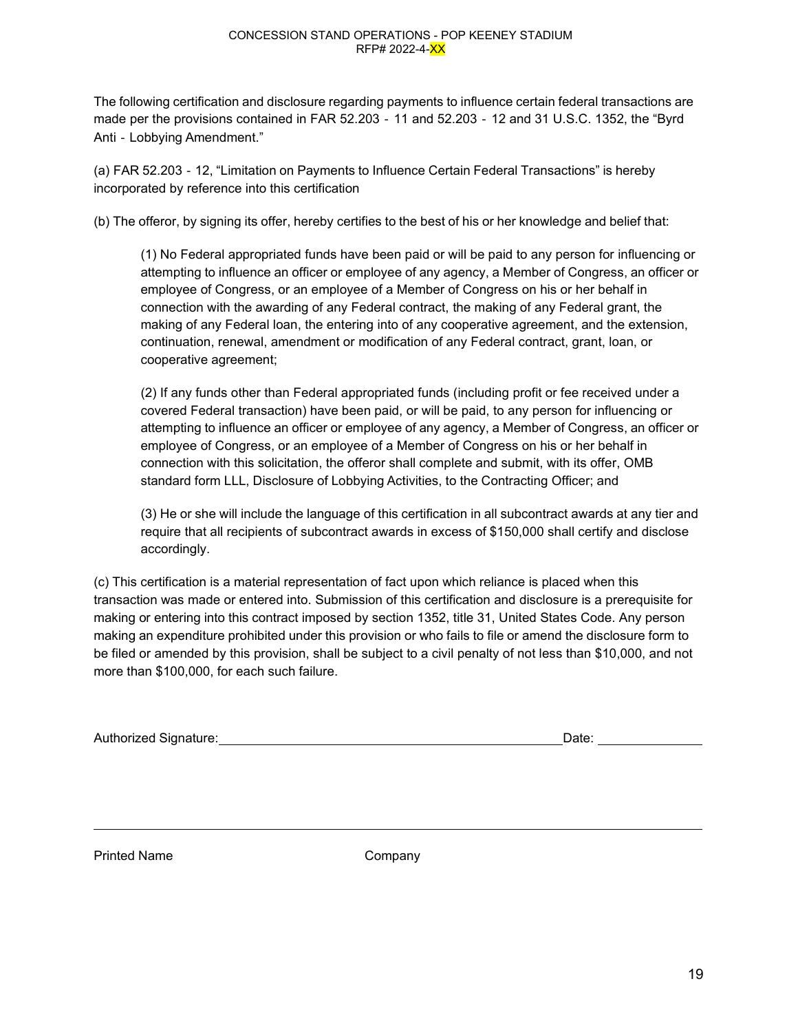The following certification and disclosure regarding payments to influence certain federal transactions are made per the provisions contained in FAR 52.203 - 11 and 52.203 - 12 and 31 U.S.C. 1352, the "Byrd Anti - Lobbying Amendment."

(a) FAR 52.203 - 12, "Limitation on Payments to Influence Certain Federal Transactions" is hereby incorporated by reference into this certification

(b) The offeror, by signing its offer, hereby certifies to the best of his or her knowledge and belief that:

> (1) No Federal appropriated funds have been paid or will be paid to any person for influencing or attempting to influence an officer or employee of any agency, a Member of Congress, an officer or employee of Congress, or an employee of a Member of Congress on his or her behalf in connection with the awarding of any Federal contract, the making of any Federal grant, the making of any Federal loan, the entering into of any cooperative agreement, and the extension, continuation, renewal, amendment or modification of any Federal contract, grant, loan, or cooperative agreement;
>
> (2) If any funds other than Federal appropriated funds (including profit or fee received under a covered Federal transaction) have been paid, or will be paid, to any person for influencing or attempting to influence an officer or employee of any agency, a Member of Congress, an officer or employee of Congress, or an employee of a Member of Congress on his or her behalf in connection with this solicitation, the offeror shall complete and submit, with its offer, OMB standard form LLL, Disclosure of Lobbying Activities, to the Contracting Officer; and
>
> (3) He or she will include the language of this certification in all subcontract awards at any tier and require that all recipients of subcontract awards in excess of $150,000 shall certify and disclose accordingly.

(c) This certification is a material representation of fact upon which reliance is placed when this transaction was made or entered into. Submission of this certification and disclosure is a prerequisite for making or entering into this contract imposed by section 1352, title 31, United States Code. Any person making an expenditure prohibited under this provision or who fails to file or amend the disclosure form to be filed or amended by this provision, shall be subject to a civil penalty of not less than $10,000, and not more than $100,000, for each such failure.

Authorized Signature:______________________________________ Date: ____________

___________________________________________________________________________

Printed Name Company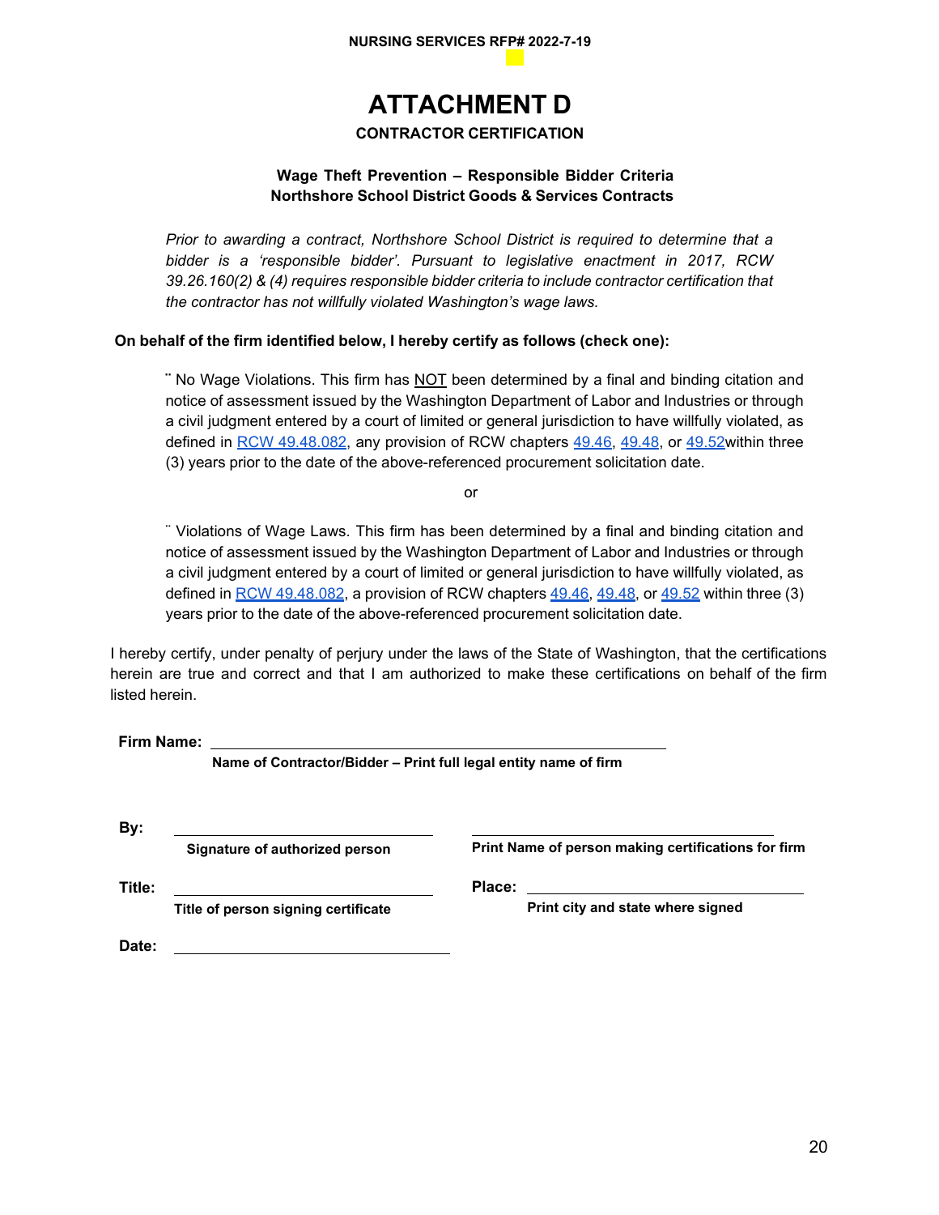NURSING SERVICES RFP# 2022-7-19

# ATTACHMENT D

### CONTRACTOR CERTIFICATION

**Wage Theft Prevention – Responsible Bidder Criteria**
**Northshore School District Goods & Services Contracts**

*Prior to awarding a contract, Northshore School District is required to determine that a bidder is a 'responsible bidder'. Pursuant to legislative enactment in 2017, RCW 39.26.160(2) & (4) requires responsible bidder criteria to include contractor certification that the contractor has not willfully violated Washington's wage laws.*

**On behalf of the firm identified below, I hereby certify as follows (check one):**

¨ No Wage Violations. This firm has NOT been determined by a final and binding citation and notice of assessment issued by the Washington Department of Labor and Industries or through a civil judgment entered by a court of limited or general jurisdiction to have willfully violated, as defined in RCW 49.48.082, any provision of RCW chapters 49.46, 49.48, or 49.52within three (3) years prior to the date of the above-referenced procurement solicitation date.

or

¨ Violations of Wage Laws. This firm has been determined by a final and binding citation and notice of assessment issued by the Washington Department of Labor and Industries or through a civil judgment entered by a court of limited or general jurisdiction to have willfully violated, as defined in RCW 49.48.082, a provision of RCW chapters 49.46, 49.48, or 49.52 within three (3) years prior to the date of the above-referenced procurement solicitation date.

I hereby certify, under penalty of perjury under the laws of the State of Washington, that the certifications herein are true and correct and that I am authorized to make these certifications on behalf of the firm listed herein.

**Firm Name:** ______________________________________________
**Name of Contractor/Bidder – Print full legal entity name of firm**

**By:** ______________________________ ______________________________
**Signature of authorized person** **Print Name of person making certifications for firm**

**Title:** ______________________________ **Place:** ______________________________
**Title of person signing certificate** **Print city and state where signed**

**Date:** ______________________________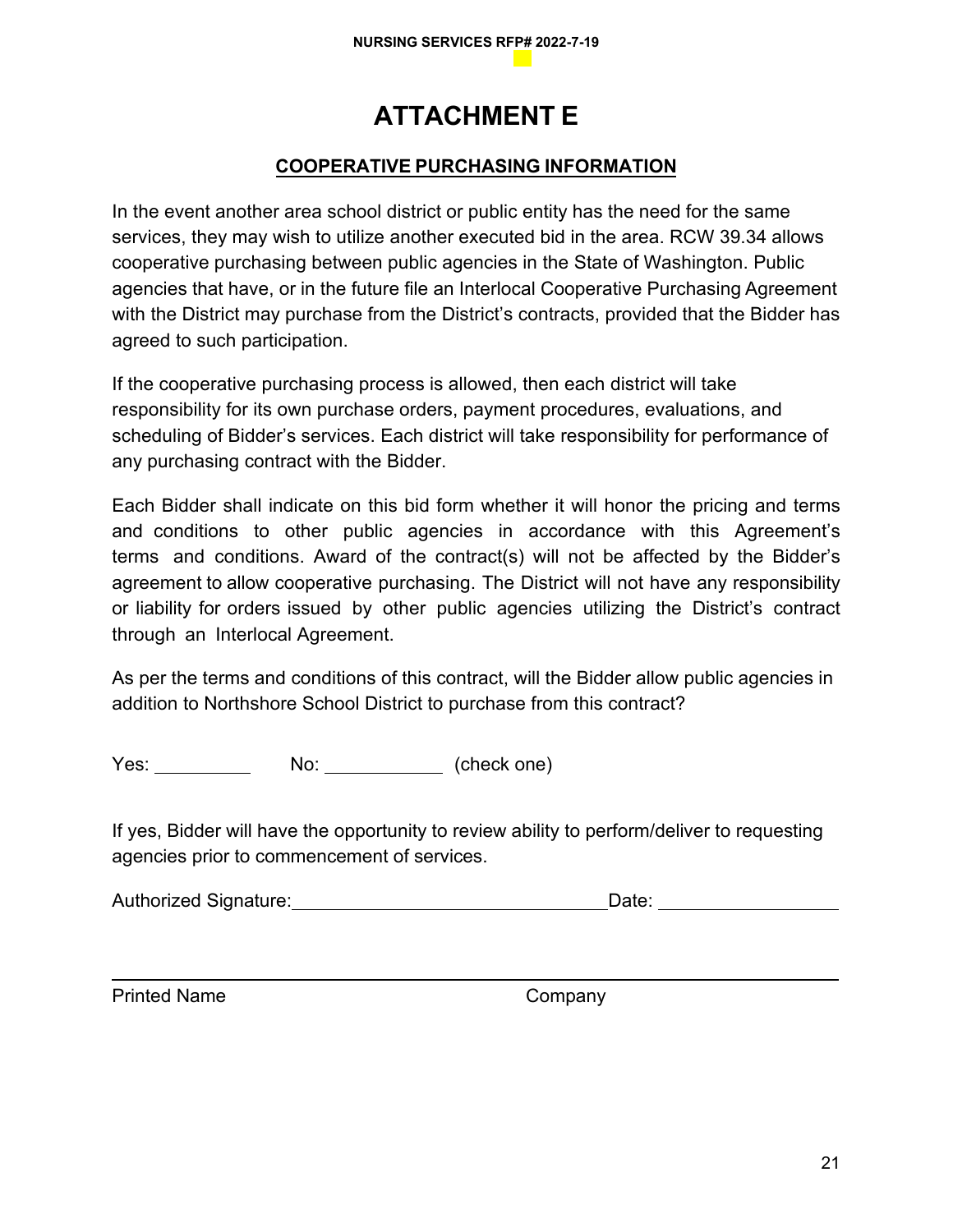# ATTACHMENT E

## COOPERATIVE PURCHASING INFORMATION

In the event another area school district or public entity has the need for the same services, they may wish to utilize another executed bid in the area. RCW 39.34 allows cooperative purchasing between public agencies in the State of Washington. Public agencies that have, or in the future file an Interlocal Cooperative Purchasing Agreement with the District may purchase from the District's contracts, provided that the Bidder has agreed to such participation.

If the cooperative purchasing process is allowed, then each district will take responsibility for its own purchase orders, payment procedures, evaluations, and scheduling of Bidder's services. Each district will take responsibility for performance of any purchasing contract with the Bidder.

Each Bidder shall indicate on this bid form whether it will honor the pricing and terms and conditions to other public agencies in accordance with this Agreement's terms and conditions. Award of the contract(s) will not be affected by the Bidder's agreement to allow cooperative purchasing. The District will not have any responsibility or liability for orders issued by other public agencies utilizing the District's contract through an Interlocal Agreement.

As per the terms and conditions of this contract, will the Bidder allow public agencies in addition to Northshore School District to purchase from this contract?

Yes: __________ No: ____________ (check one)

If yes, Bidder will have the opportunity to review ability to perform/deliver to requesting agencies prior to commencement of services.

Authorized Signature:________________________________ Date: __________________

________________________________________________________________________

Printed Name Company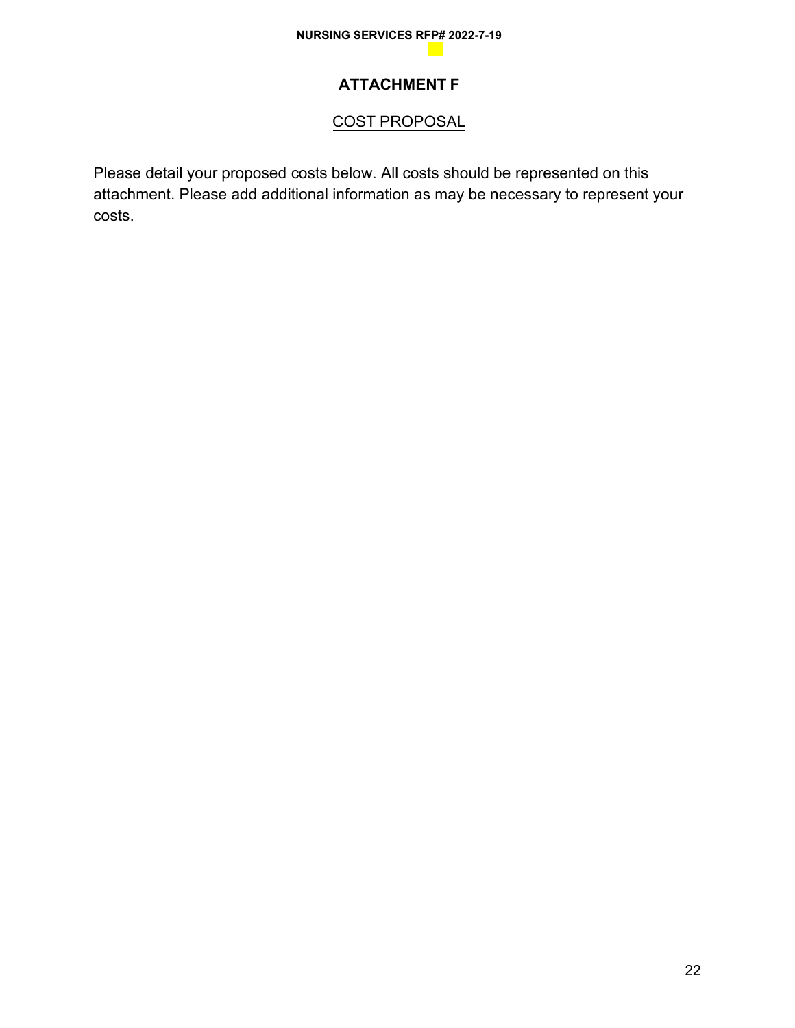# ATTACHMENT F

## COST PROPOSAL

Please detail your proposed costs below. All costs should be represented on this attachment. Please add additional information as may be necessary to represent your costs.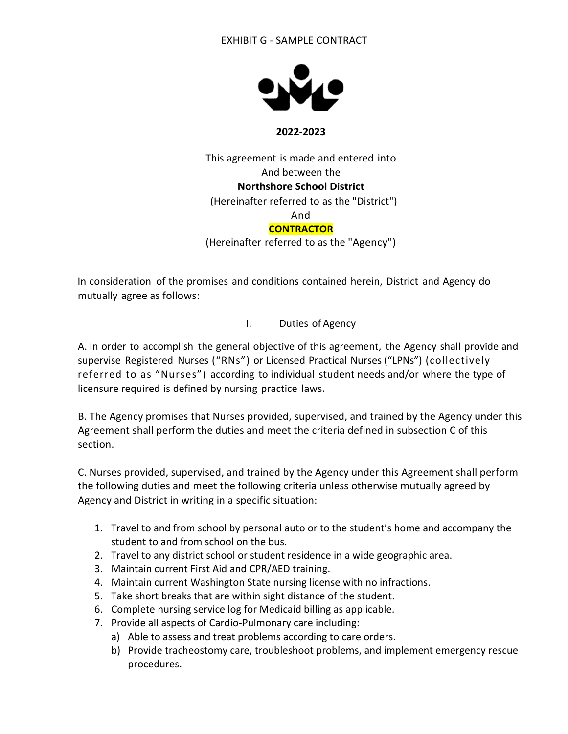EXHIBIT G - SAMPLE CONTRACT

**2022-2023**

This agreement is made and entered into
And between the
**Northshore School District**
(Hereinafter referred to as the "District")
And
**CONTRACTOR**
(Hereinafter referred to as the "Agency")

In consideration of the promises and conditions contained herein, District and Agency do mutually agree as follows:

## I. Duties of Agency

A. In order to accomplish the general objective of this agreement, the Agency shall provide and supervise Registered Nurses ("RNs") or Licensed Practical Nurses ("LPNs") (collectively referred to as "Nurses") according to individual student needs and/or where the type of licensure required is defined by nursing practice laws.

B. The Agency promises that Nurses provided, supervised, and trained by the Agency under this Agreement shall perform the duties and meet the criteria defined in subsection C of this section.

C. Nurses provided, supervised, and trained by the Agency under this Agreement shall perform the following duties and meet the following criteria unless otherwise mutually agreed by Agency and District in writing in a specific situation:

1. Travel to and from school by personal auto or to the student's home and accompany the student to and from school on the bus.
2. Travel to any district school or student residence in a wide geographic area.
3. Maintain current First Aid and CPR/AED training.
4. Maintain current Washington State nursing license with no infractions.
5. Take short breaks that are within sight distance of the student.
6. Complete nursing service log for Medicaid billing as applicable.
7. Provide all aspects of Cardio-Pulmonary care including:
   a) Able to assess and treat problems according to care orders.
   b) Provide tracheostomy care, troubleshoot problems, and implement emergency rescue procedures.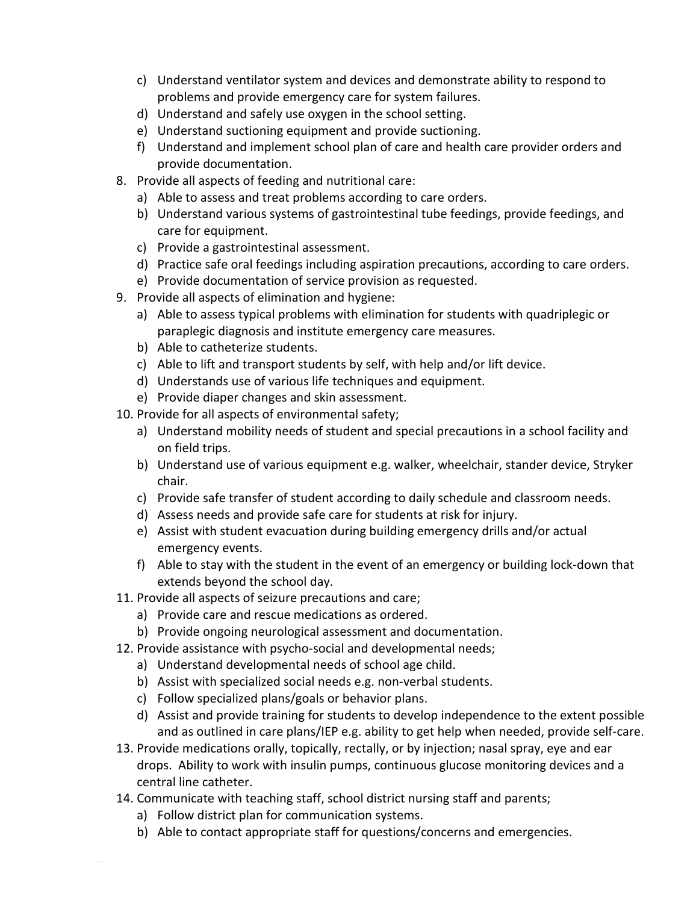c) Understand ventilator system and devices and demonstrate ability to respond to problems and provide emergency care for system failures.
   d) Understand and safely use oxygen in the school setting.
   e) Understand suctioning equipment and provide suctioning.
   f) Understand and implement school plan of care and health care provider orders and provide documentation.

8. Provide all aspects of feeding and nutritional care:
   a) Able to assess and treat problems according to care orders.
   b) Understand various systems of gastrointestinal tube feedings, provide feedings, and care for equipment.
   c) Provide a gastrointestinal assessment.
   d) Practice safe oral feedings including aspiration precautions, according to care orders.
   e) Provide documentation of service provision as requested.
9. Provide all aspects of elimination and hygiene:
   a) Able to assess typical problems with elimination for students with quadriplegic or paraplegic diagnosis and institute emergency care measures.
   b) Able to catheterize students.
   c) Able to lift and transport students by self, with help and/or lift device.
   d) Understands use of various life techniques and equipment.
   e) Provide diaper changes and skin assessment.
10. Provide for all aspects of environmental safety;
    a) Understand mobility needs of student and special precautions in a school facility and on field trips.
    b) Understand use of various equipment e.g. walker, wheelchair, stander device, Stryker chair.
    c) Provide safe transfer of student according to daily schedule and classroom needs.
    d) Assess needs and provide safe care for students at risk for injury.
    e) Assist with student evacuation during building emergency drills and/or actual emergency events.
    f) Able to stay with the student in the event of an emergency or building lock-down that extends beyond the school day.
11. Provide all aspects of seizure precautions and care;
    a) Provide care and rescue medications as ordered.
    b) Provide ongoing neurological assessment and documentation.
12. Provide assistance with psycho-social and developmental needs;
    a) Understand developmental needs of school age child.
    b) Assist with specialized social needs e.g. non-verbal students.
    c) Follow specialized plans/goals or behavior plans.
    d) Assist and provide training for students to develop independence to the extent possible and as outlined in care plans/IEP e.g. ability to get help when needed, provide self-care.
13. Provide medications orally, topically, rectally, or by injection; nasal spray, eye and ear drops. Ability to work with insulin pumps, continuous glucose monitoring devices and a central line catheter.
14. Communicate with teaching staff, school district nursing staff and parents;
    a) Follow district plan for communication systems.
    b) Able to contact appropriate staff for questions/concerns and emergencies.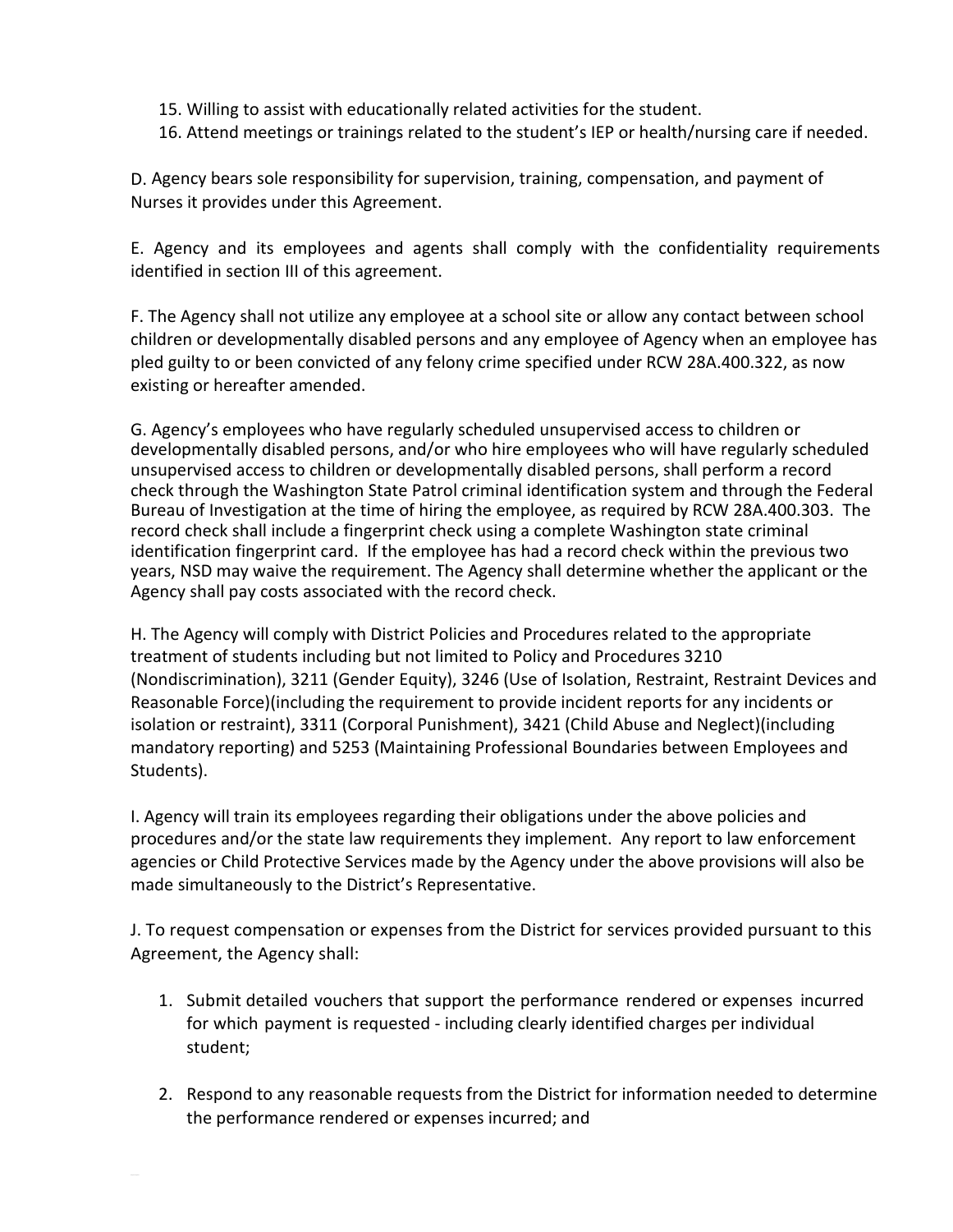15. Willing to assist with educationally related activities for the student.
16. Attend meetings or trainings related to the student's IEP or health/nursing care if needed.

D. Agency bears sole responsibility for supervision, training, compensation, and payment of Nurses it provides under this Agreement.

E. Agency and its employees and agents shall comply with the confidentiality requirements identified in section III of this agreement.

F. The Agency shall not utilize any employee at a school site or allow any contact between school children or developmentally disabled persons and any employee of Agency when an employee has pled guilty to or been convicted of any felony crime specified under RCW 28A.400.322, as now existing or hereafter amended.

G. Agency's employees who have regularly scheduled unsupervised access to children or developmentally disabled persons, and/or who hire employees who will have regularly scheduled unsupervised access to children or developmentally disabled persons, shall perform a record check through the Washington State Patrol criminal identification system and through the Federal Bureau of Investigation at the time of hiring the employee, as required by RCW 28A.400.303. The record check shall include a fingerprint check using a complete Washington state criminal identification fingerprint card. If the employee has had a record check within the previous two years, NSD may waive the requirement. The Agency shall determine whether the applicant or the Agency shall pay costs associated with the record check.

H. The Agency will comply with District Policies and Procedures related to the appropriate treatment of students including but not limited to Policy and Procedures 3210 (Nondiscrimination), 3211 (Gender Equity), 3246 (Use of Isolation, Restraint, Restraint Devices and Reasonable Force)(including the requirement to provide incident reports for any incidents or isolation or restraint), 3311 (Corporal Punishment), 3421 (Child Abuse and Neglect)(including mandatory reporting) and 5253 (Maintaining Professional Boundaries between Employees and Students).

I. Agency will train its employees regarding their obligations under the above policies and procedures and/or the state law requirements they implement. Any report to law enforcement agencies or Child Protective Services made by the Agency under the above provisions will also be made simultaneously to the District's Representative.

J. To request compensation or expenses from the District for services provided pursuant to this Agreement, the Agency shall:

1. Submit detailed vouchers that support the performance rendered or expenses incurred for which payment is requested - including clearly identified charges per individual student;

2. Respond to any reasonable requests from the District for information needed to determine the performance rendered or expenses incurred; and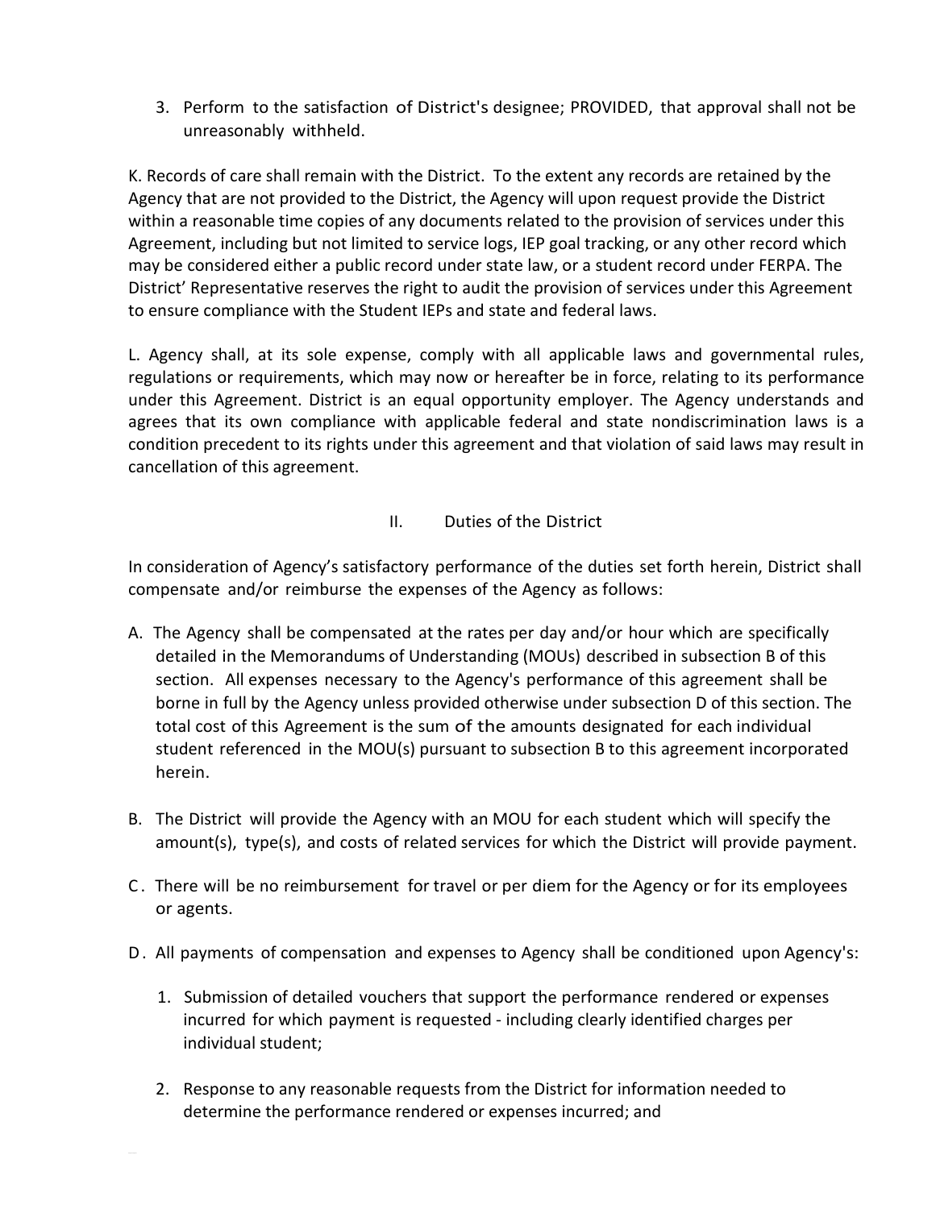3. Perform to the satisfaction of District's designee; PROVIDED, that approval shall not be unreasonably withheld.

K. Records of care shall remain with the District. To the extent any records are retained by the Agency that are not provided to the District, the Agency will upon request provide the District within a reasonable time copies of any documents related to the provision of services under this Agreement, including but not limited to service logs, IEP goal tracking, or any other record which may be considered either a public record under state law, or a student record under FERPA. The District' Representative reserves the right to audit the provision of services under this Agreement to ensure compliance with the Student IEPs and state and federal laws.

L. Agency shall, at its sole expense, comply with all applicable laws and governmental rules, regulations or requirements, which may now or hereafter be in force, relating to its performance under this Agreement. District is an equal opportunity employer. The Agency understands and agrees that its own compliance with applicable federal and state nondiscrimination laws is a condition precedent to its rights under this agreement and that violation of said laws may result in cancellation of this agreement.

## II. Duties of the District

In consideration of Agency's satisfactory performance of the duties set forth herein, District shall compensate and/or reimburse the expenses of the Agency as follows:

A. The Agency shall be compensated at the rates per day and/or hour which are specifically detailed in the Memorandums of Understanding (MOUs) described in subsection B of this section. All expenses necessary to the Agency's performance of this agreement shall be borne in full by the Agency unless provided otherwise under subsection D of this section. The total cost of this Agreement is the sum of the amounts designated for each individual student referenced in the MOU(s) pursuant to subsection B to this agreement incorporated herein.

B. The District will provide the Agency with an MOU for each student which will specify the amount(s), type(s), and costs of related services for which the District will provide payment.

C. There will be no reimbursement for travel or per diem for the Agency or for its employees or agents.

D. All payments of compensation and expenses to Agency shall be conditioned upon Agency's:

1. Submission of detailed vouchers that support the performance rendered or expenses incurred for which payment is requested - including clearly identified charges per individual student;

2. Response to any reasonable requests from the District for information needed to determine the performance rendered or expenses incurred; and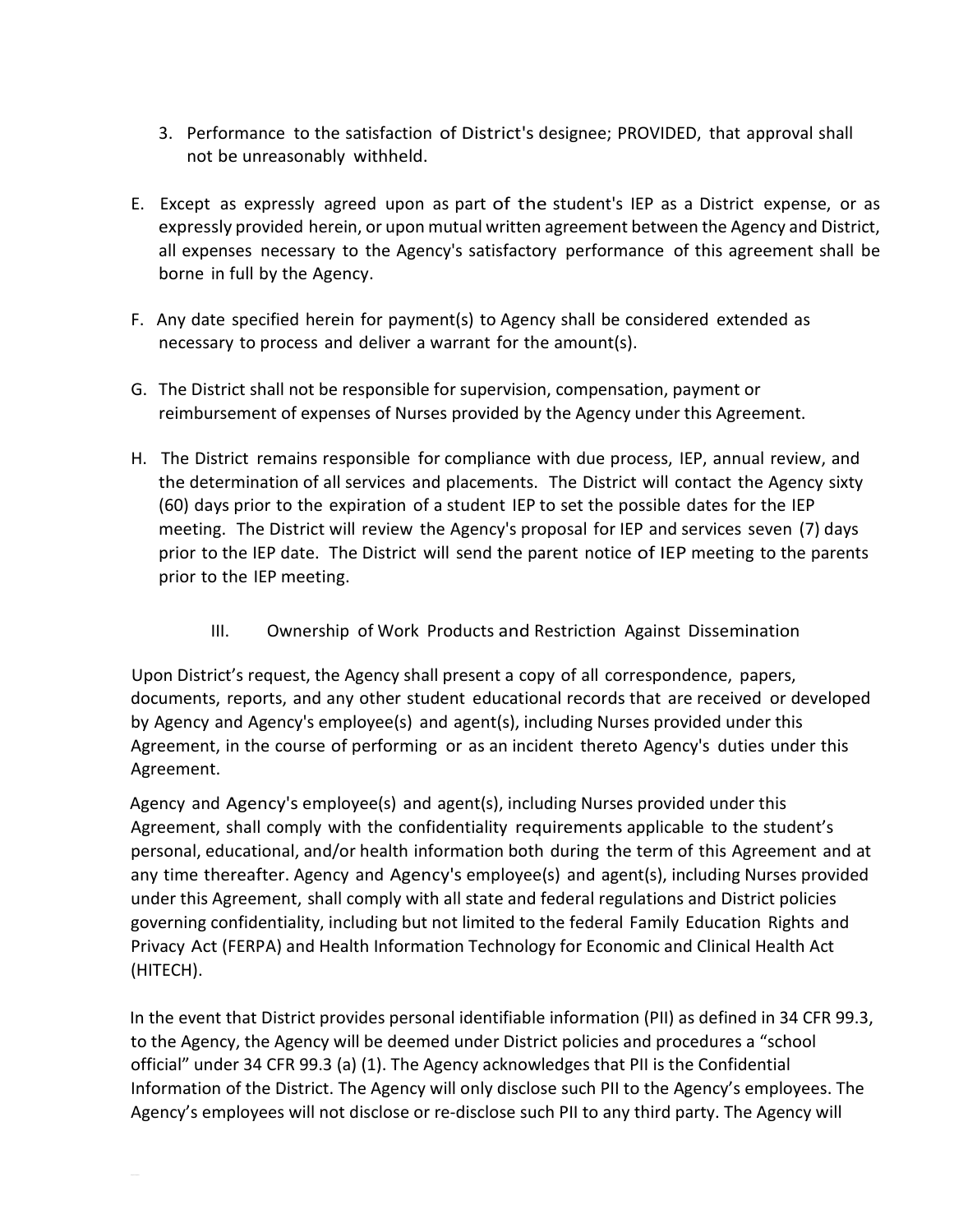3. Performance to the satisfaction of District's designee; PROVIDED, that approval shall not be unreasonably withheld.

E. Except as expressly agreed upon as part of the student's IEP as a District expense, or as expressly provided herein, or upon mutual written agreement between the Agency and District, all expenses necessary to the Agency's satisfactory performance of this agreement shall be borne in full by the Agency.

F. Any date specified herein for payment(s) to Agency shall be considered extended as necessary to process and deliver a warrant for the amount(s).

G. The District shall not be responsible for supervision, compensation, payment or reimbursement of expenses of Nurses provided by the Agency under this Agreement.

H. The District remains responsible for compliance with due process, IEP, annual review, and the determination of all services and placements. The District will contact the Agency sixty (60) days prior to the expiration of a student IEP to set the possible dates for the IEP meeting. The District will review the Agency's proposal for IEP and services seven (7) days prior to the IEP date. The District will send the parent notice of IEP meeting to the parents prior to the IEP meeting.

## III. Ownership of Work Products and Restriction Against Dissemination

Upon District's request, the Agency shall present a copy of all correspondence, papers, documents, reports, and any other student educational records that are received or developed by Agency and Agency's employee(s) and agent(s), including Nurses provided under this Agreement, in the course of performing or as an incident thereto Agency's duties under this Agreement.

Agency and Agency's employee(s) and agent(s), including Nurses provided under this Agreement, shall comply with the confidentiality requirements applicable to the student's personal, educational, and/or health information both during the term of this Agreement and at any time thereafter. Agency and Agency's employee(s) and agent(s), including Nurses provided under this Agreement, shall comply with all state and federal regulations and District policies governing confidentiality, including but not limited to the federal Family Education Rights and Privacy Act (FERPA) and Health Information Technology for Economic and Clinical Health Act (HITECH).

In the event that District provides personal identifiable information (PII) as defined in 34 CFR 99.3, to the Agency, the Agency will be deemed under District policies and procedures a "school official" under 34 CFR 99.3 (a) (1). The Agency acknowledges that PII is the Confidential Information of the District. The Agency will only disclose such PII to the Agency's employees. The Agency's employees will not disclose or re-disclose such PII to any third party. The Agency will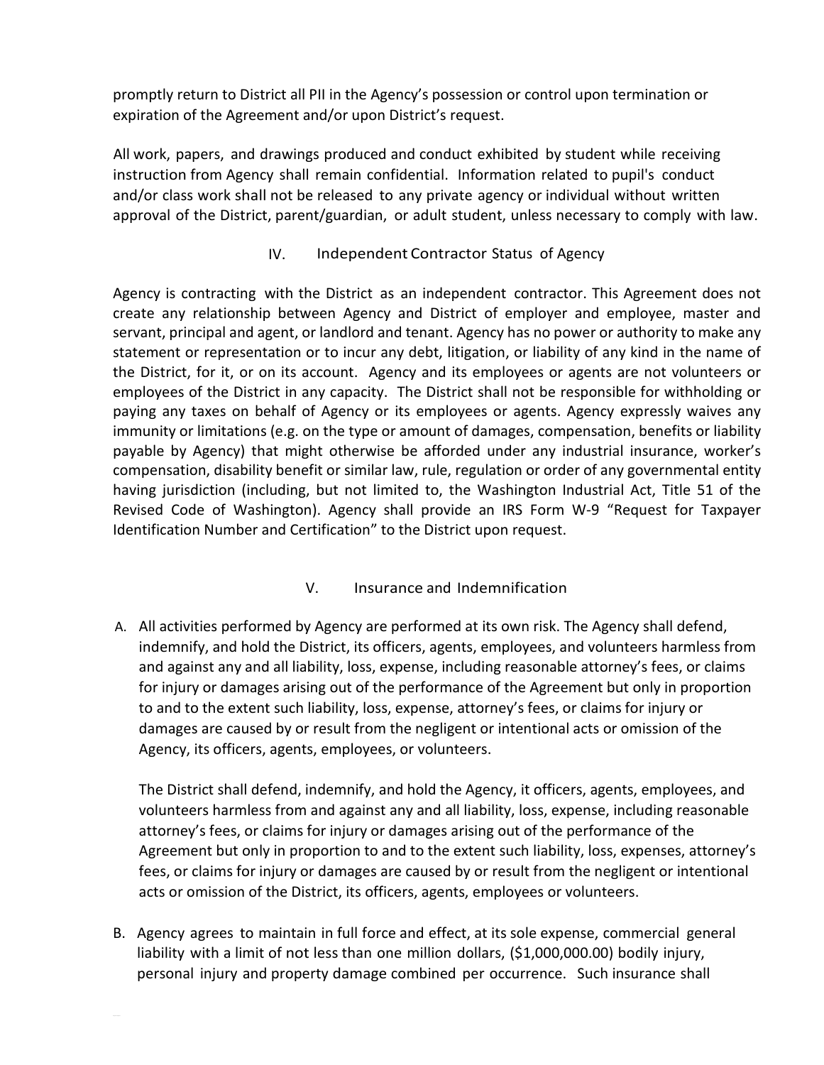promptly return to District all PII in the Agency's possession or control upon termination or expiration of the Agreement and/or upon District's request.

All work, papers, and drawings produced and conduct exhibited by student while receiving instruction from Agency shall remain confidential. Information related to pupil's conduct and/or class work shall not be released to any private agency or individual without written approval of the District, parent/guardian, or adult student, unless necessary to comply with law.

## IV. Independent Contractor Status of Agency

Agency is contracting with the District as an independent contractor. This Agreement does not create any relationship between Agency and District of employer and employee, master and servant, principal and agent, or landlord and tenant. Agency has no power or authority to make any statement or representation or to incur any debt, litigation, or liability of any kind in the name of the District, for it, or on its account. Agency and its employees or agents are not volunteers or employees of the District in any capacity. The District shall not be responsible for withholding or paying any taxes on behalf of Agency or its employees or agents. Agency expressly waives any immunity or limitations (e.g. on the type or amount of damages, compensation, benefits or liability payable by Agency) that might otherwise be afforded under any industrial insurance, worker's compensation, disability benefit or similar law, rule, regulation or order of any governmental entity having jurisdiction (including, but not limited to, the Washington Industrial Act, Title 51 of the Revised Code of Washington). Agency shall provide an IRS Form W-9 "Request for Taxpayer Identification Number and Certification" to the District upon request.

## V. Insurance and Indemnification

A. All activities performed by Agency are performed at its own risk. The Agency shall defend, indemnify, and hold the District, its officers, agents, employees, and volunteers harmless from and against any and all liability, loss, expense, including reasonable attorney's fees, or claims for injury or damages arising out of the performance of the Agreement but only in proportion to and to the extent such liability, loss, expense, attorney's fees, or claims for injury or damages are caused by or result from the negligent or intentional acts or omission of the Agency, its officers, agents, employees, or volunteers.

   The District shall defend, indemnify, and hold the Agency, it officers, agents, employees, and volunteers harmless from and against any and all liability, loss, expense, including reasonable attorney's fees, or claims for injury or damages arising out of the performance of the Agreement but only in proportion to and to the extent such liability, loss, expenses, attorney's fees, or claims for injury or damages are caused by or result from the negligent or intentional acts or omission of the District, its officers, agents, employees or volunteers.

B. Agency agrees to maintain in full force and effect, at its sole expense, commercial general liability with a limit of not less than one million dollars, ($1,000,000.00) bodily injury, personal injury and property damage combined per occurrence. Such insurance shall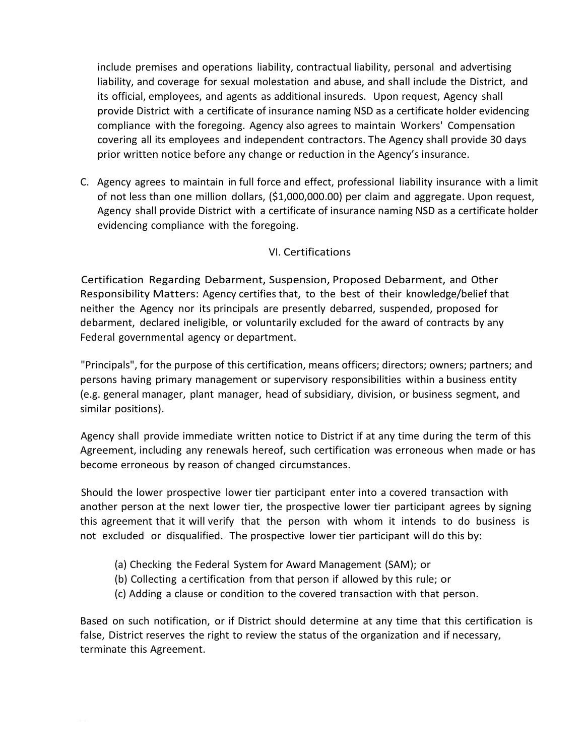include premises and operations liability, contractual liability, personal and advertising liability, and coverage for sexual molestation and abuse, and shall include the District, and its official, employees, and agents as additional insureds. Upon request, Agency shall provide District with a certificate of insurance naming NSD as a certificate holder evidencing compliance with the foregoing. Agency also agrees to maintain Workers' Compensation covering all its employees and independent contractors. The Agency shall provide 30 days prior written notice before any change or reduction in the Agency's insurance.

C. Agency agrees to maintain in full force and effect, professional liability insurance with a limit of not less than one million dollars, ($1,000,000.00) per claim and aggregate. Upon request, Agency shall provide District with a certificate of insurance naming NSD as a certificate holder evidencing compliance with the foregoing.

## VI. Certifications

Certification Regarding Debarment, Suspension, Proposed Debarment, and Other Responsibility Matters: Agency certifies that, to the best of their knowledge/belief that neither the Agency nor its principals are presently debarred, suspended, proposed for debarment, declared ineligible, or voluntarily excluded for the award of contracts by any Federal governmental agency or department.

"Principals", for the purpose of this certification, means officers; directors; owners; partners; and persons having primary management or supervisory responsibilities within a business entity (e.g. general manager, plant manager, head of subsidiary, division, or business segment, and similar positions).

Agency shall provide immediate written notice to District if at any time during the term of this Agreement, including any renewals hereof, such certification was erroneous when made or has become erroneous by reason of changed circumstances.

Should the lower prospective lower tier participant enter into a covered transaction with another person at the next lower tier, the prospective lower tier participant agrees by signing this agreement that it will verify that the person with whom it intends to do business is not excluded or disqualified. The prospective lower tier participant will do this by:

(a) Checking the Federal System for Award Management (SAM); or
(b) Collecting a certification from that person if allowed by this rule; or
(c) Adding a clause or condition to the covered transaction with that person.

Based on such notification, or if District should determine at any time that this certification is false, District reserves the right to review the status of the organization and if necessary, terminate this Agreement.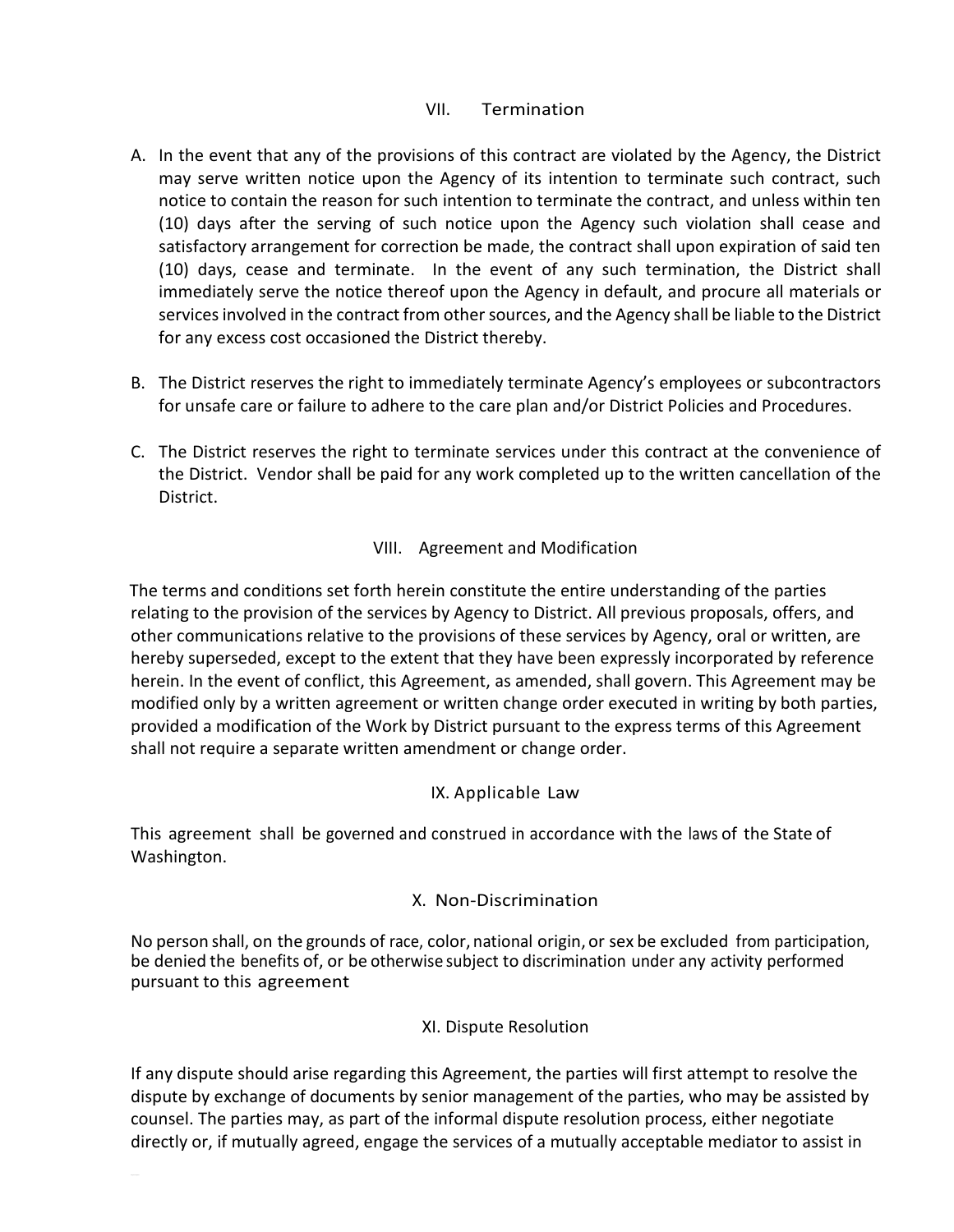## VII. Termination

A. In the event that any of the provisions of this contract are violated by the Agency, the District may serve written notice upon the Agency of its intention to terminate such contract, such notice to contain the reason for such intention to terminate the contract, and unless within ten (10) days after the serving of such notice upon the Agency such violation shall cease and satisfactory arrangement for correction be made, the contract shall upon expiration of said ten (10) days, cease and terminate. In the event of any such termination, the District shall immediately serve the notice thereof upon the Agency in default, and procure all materials or services involved in the contract from other sources, and the Agency shall be liable to the District for any excess cost occasioned the District thereby.

B. The District reserves the right to immediately terminate Agency's employees or subcontractors for unsafe care or failure to adhere to the care plan and/or District Policies and Procedures.

C. The District reserves the right to terminate services under this contract at the convenience of the District. Vendor shall be paid for any work completed up to the written cancellation of the District.

## VIII. Agreement and Modification

The terms and conditions set forth herein constitute the entire understanding of the parties relating to the provision of the services by Agency to District. All previous proposals, offers, and other communications relative to the provisions of these services by Agency, oral or written, are hereby superseded, except to the extent that they have been expressly incorporated by reference herein. In the event of conflict, this Agreement, as amended, shall govern. This Agreement may be modified only by a written agreement or written change order executed in writing by both parties, provided a modification of the Work by District pursuant to the express terms of this Agreement shall not require a separate written amendment or change order.

## IX. Applicable Law

This agreement shall be governed and construed in accordance with the laws of the State of Washington.

## X. Non-Discrimination

No person shall, on the grounds of race, color, national origin, or sex be excluded from participation, be denied the benefits of, or be otherwise subject to discrimination under any activity performed pursuant to this agreement

## XI. Dispute Resolution

If any dispute should arise regarding this Agreement, the parties will first attempt to resolve the dispute by exchange of documents by senior management of the parties, who may be assisted by counsel. The parties may, as part of the informal dispute resolution process, either negotiate directly or, if mutually agreed, engage the services of a mutually acceptable mediator to assist in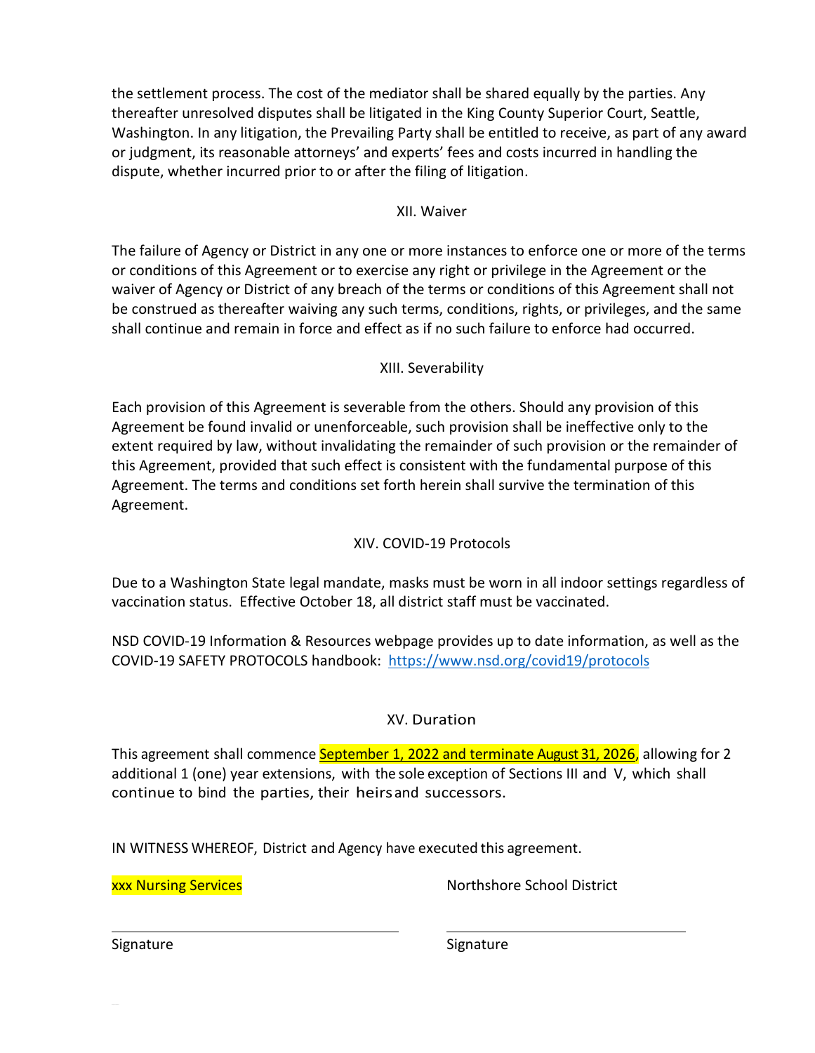the settlement process. The cost of the mediator shall be shared equally by the parties. Any thereafter unresolved disputes shall be litigated in the King County Superior Court, Seattle, Washington. In any litigation, the Prevailing Party shall be entitled to receive, as part of any award or judgment, its reasonable attorneys' and experts' fees and costs incurred in handling the dispute, whether incurred prior to or after the filing of litigation.

## XII. Waiver

The failure of Agency or District in any one or more instances to enforce one or more of the terms or conditions of this Agreement or to exercise any right or privilege in the Agreement or the waiver of Agency or District of any breach of the terms or conditions of this Agreement shall not be construed as thereafter waiving any such terms, conditions, rights, or privileges, and the same shall continue and remain in force and effect as if no such failure to enforce had occurred.

## XIII. Severability

Each provision of this Agreement is severable from the others. Should any provision of this Agreement be found invalid or unenforceable, such provision shall be ineffective only to the extent required by law, without invalidating the remainder of such provision or the remainder of this Agreement, provided that such effect is consistent with the fundamental purpose of this Agreement. The terms and conditions set forth herein shall survive the termination of this Agreement.

## XIV. COVID-19 Protocols

Due to a Washington State legal mandate, masks must be worn in all indoor settings regardless of vaccination status. Effective October 18, all district staff must be vaccinated.

NSD COVID-19 Information & Resources webpage provides up to date information, as well as the COVID-19 SAFETY PROTOCOLS handbook: https://www.nsd.org/covid19/protocols

## XV. Duration

This agreement shall commence September 1, 2022 and terminate August 31, 2026, allowing for 2 additional 1 (one) year extensions, with the sole exception of Sections III and V, which shall continue to bind the parties, their heirs and successors.

IN WITNESS WHEREOF, District and Agency have executed this agreement.

| | |
|---|---|
| xxx Nursing Services | Northshore School District |
| ______________________________ | ______________________________ |
| Signature | Signature |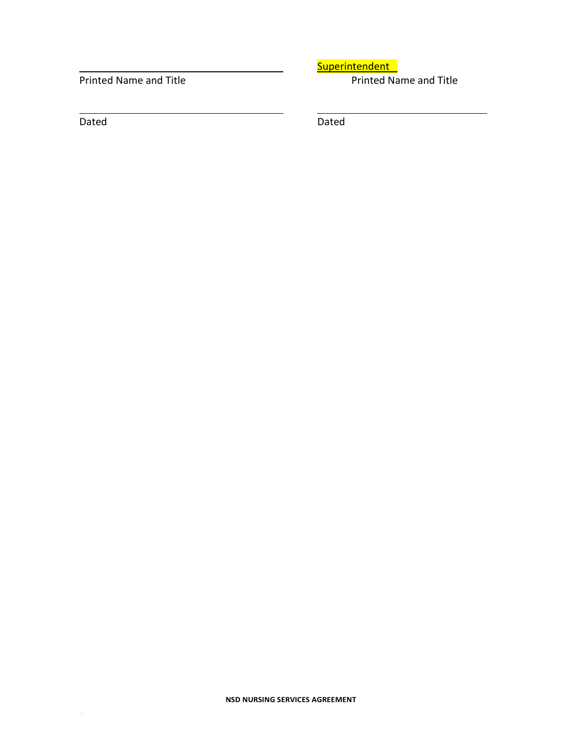| | |
|---|---|
| ______________________________ | Superintendent |
| Printed Name and Title | Printed Name and Title |
| ______________________________ | ______________________________ |
| Dated | Dated |